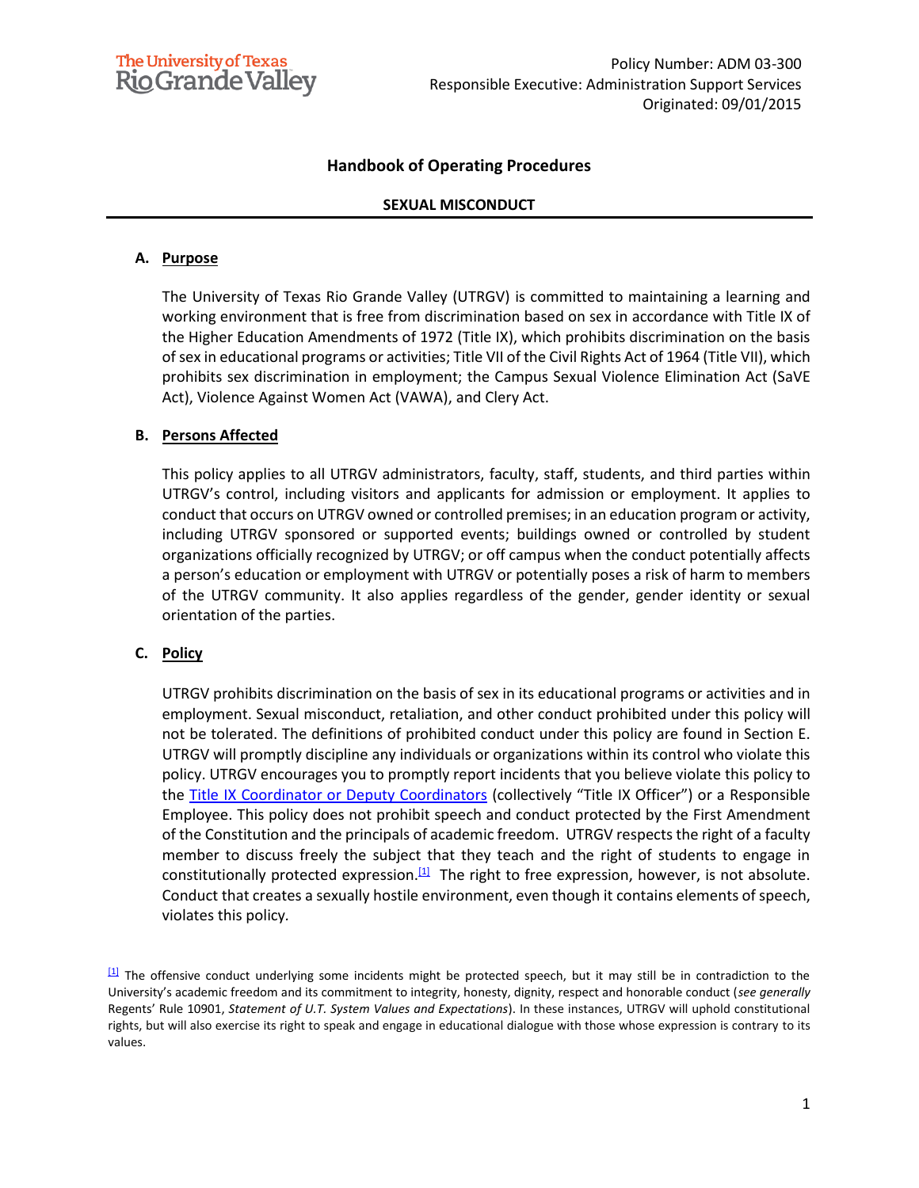The University of Texas Rio Grande Valley

Policy Number: ADM 03-300
Responsible Executive: Administration Support Services
Originated: 09/01/2015

# Handbook of Operating Procedures

## SEXUAL MISCONDUCT

### A. Purpose

The University of Texas Rio Grande Valley (UTRGV) is committed to maintaining a learning and working environment that is free from discrimination based on sex in accordance with Title IX of the Higher Education Amendments of 1972 (Title IX), which prohibits discrimination on the basis of sex in educational programs or activities; Title VII of the Civil Rights Act of 1964 (Title VII), which prohibits sex discrimination in employment; the Campus Sexual Violence Elimination Act (SaVE Act), Violence Against Women Act (VAWA), and Clery Act.

### B. Persons Affected

This policy applies to all UTRGV administrators, faculty, staff, students, and third parties within UTRGV's control, including visitors and applicants for admission or employment. It applies to conduct that occurs on UTRGV owned or controlled premises; in an education program or activity, including UTRGV sponsored or supported events; buildings owned or controlled by student organizations officially recognized by UTRGV; or off campus when the conduct potentially affects a person's education or employment with UTRGV or potentially poses a risk of harm to members of the UTRGV community. It also applies regardless of the gender, gender identity or sexual orientation of the parties.

### C. Policy

UTRGV prohibits discrimination on the basis of sex in its educational programs or activities and in employment. Sexual misconduct, retaliation, and other conduct prohibited under this policy will not be tolerated. The definitions of prohibited conduct under this policy are found in Section E. UTRGV will promptly discipline any individuals or organizations within its control who violate this policy. UTRGV encourages you to promptly report incidents that you believe violate this policy to the Title IX Coordinator or Deputy Coordinators (collectively "Title IX Officer") or a Responsible Employee. This policy does not prohibit speech and conduct protected by the First Amendment of the Constitution and the principals of academic freedom. UTRGV respects the right of a faculty member to discuss freely the subject that they teach and the right of students to engage in constitutionally protected expression.[1] The right to free expression, however, is not absolute. Conduct that creates a sexually hostile environment, even though it contains elements of speech, violates this policy.

[1] The offensive conduct underlying some incidents might be protected speech, but it may still be in contradiction to the University's academic freedom and its commitment to integrity, honesty, dignity, respect and honorable conduct (*see generally* Regents' Rule 10901, *Statement of U.T. System Values and Expectations*). In these instances, UTRGV will uphold constitutional rights, but will also exercise its right to speak and engage in educational dialogue with those whose expression is contrary to its values.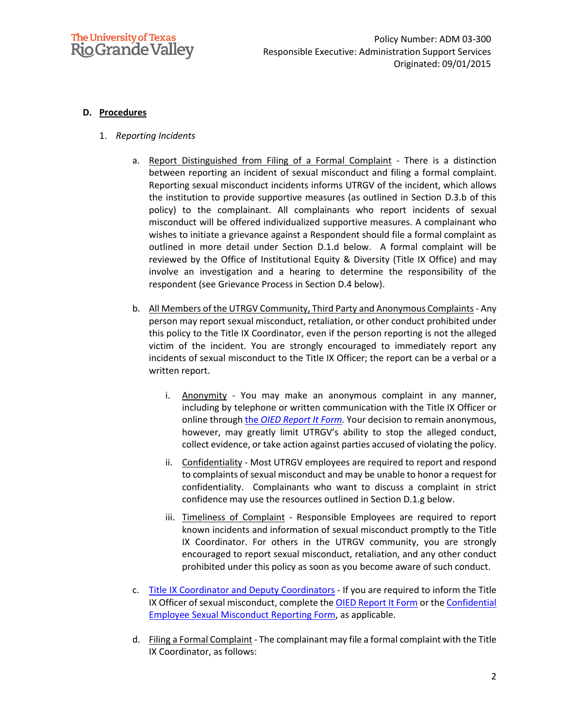## D. Procedures

1. *Reporting Incidents*

   a. Report Distinguished from Filing of a Formal Complaint - There is a distinction between reporting an incident of sexual misconduct and filing a formal complaint. Reporting sexual misconduct incidents informs UTRGV of the incident, which allows the institution to provide supportive measures (as outlined in Section D.3.b of this policy) to the complainant. All complainants who report incidents of sexual misconduct will be offered individualized supportive measures. A complainant who wishes to initiate a grievance against a Respondent should file a formal complaint as outlined in more detail under Section D.1.d below. A formal complaint will be reviewed by the Office of Institutional Equity & Diversity (Title IX Office) and may involve an investigation and a hearing to determine the responsibility of the respondent (see Grievance Process in Section D.4 below).

   b. All Members of the UTRGV Community, Third Party and Anonymous Complaints - Any person may report sexual misconduct, retaliation, or other conduct prohibited under this policy to the Title IX Coordinator, even if the person reporting is not the alleged victim of the incident. You are strongly encouraged to immediately report any incidents of sexual misconduct to the Title IX Officer; the report can be a verbal or a written report.

      i. Anonymity - You may make an anonymous complaint in any manner, including by telephone or written communication with the Title IX Officer or online through the *OIED Report It Form*. Your decision to remain anonymous, however, may greatly limit UTRGV's ability to stop the alleged conduct, collect evidence, or take action against parties accused of violating the policy.

      ii. Confidentiality - Most UTRGV employees are required to report and respond to complaints of sexual misconduct and may be unable to honor a request for confidentiality. Complainants who want to discuss a complaint in strict confidence may use the resources outlined in Section D.1.g below.

      iii. Timeliness of Complaint - Responsible Employees are required to report known incidents and information of sexual misconduct promptly to the Title IX Coordinator. For others in the UTRGV community, you are strongly encouraged to report sexual misconduct, retaliation, and any other conduct prohibited under this policy as soon as you become aware of such conduct.

   c. Title IX Coordinator and Deputy Coordinators - If you are required to inform the Title IX Officer of sexual misconduct, complete the OIED Report It Form or the Confidential Employee Sexual Misconduct Reporting Form, as applicable.

   d. Filing a Formal Complaint - The complainant may file a formal complaint with the Title IX Coordinator, as follows: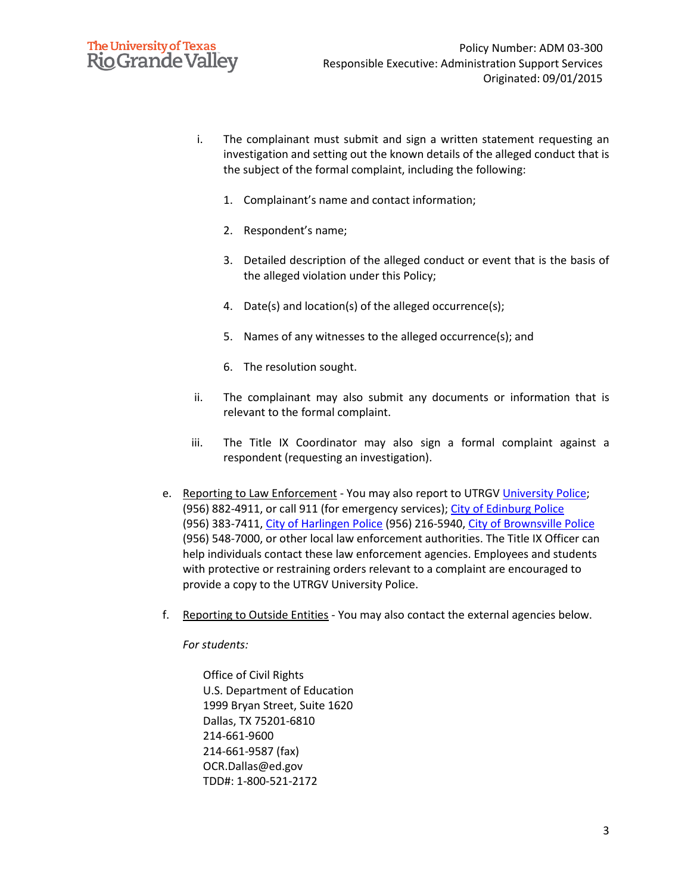i. The complainant must submit and sign a written statement requesting an investigation and setting out the known details of the alleged conduct that is the subject of the formal complaint, including the following:

   1. Complainant's name and contact information;

   2. Respondent's name;

   3. Detailed description of the alleged conduct or event that is the basis of the alleged violation under this Policy;

   4. Date(s) and location(s) of the alleged occurrence(s);

   5. Names of any witnesses to the alleged occurrence(s); and

   6. The resolution sought.

ii. The complainant may also submit any documents or information that is relevant to the formal complaint.

iii. The Title IX Coordinator may also sign a formal complaint against a respondent (requesting an investigation).

e. Reporting to Law Enforcement - You may also report to UTRGV University Police; (956) 882-4911, or call 911 (for emergency services); City of Edinburg Police (956) 383-7411, City of Harlingen Police (956) 216-5940, City of Brownsville Police (956) 548-7000, or other local law enforcement authorities. The Title IX Officer can help individuals contact these law enforcement agencies. Employees and students with protective or restraining orders relevant to a complaint are encouraged to provide a copy to the UTRGV University Police.

f. Reporting to Outside Entities - You may also contact the external agencies below.

   *For students:*

   Office of Civil Rights
   U.S. Department of Education
   1999 Bryan Street, Suite 1620
   Dallas, TX 75201-6810
   214-661-9600
   214-661-9587 (fax)
   OCR.Dallas@ed.gov
   TDD#: 1-800-521-2172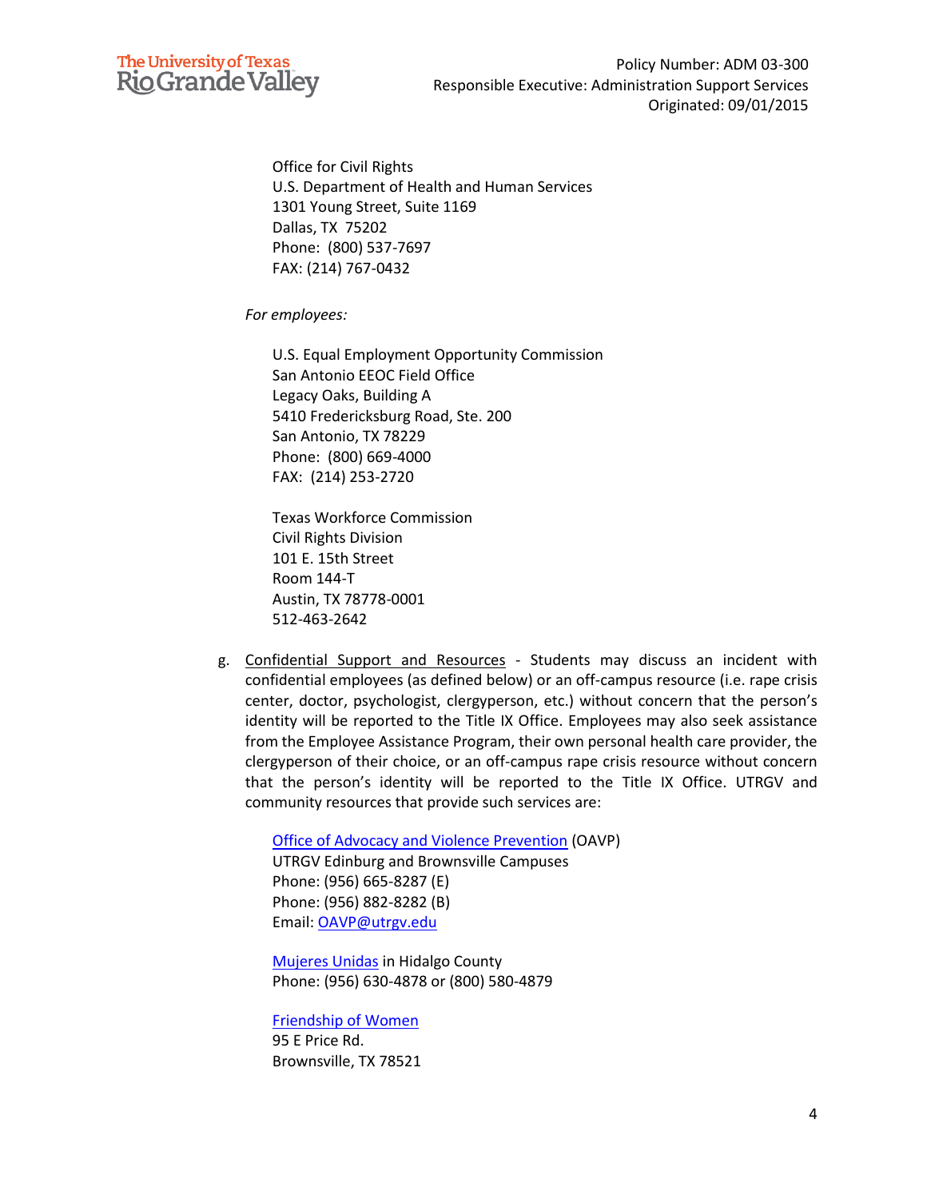Office for Civil Rights
U.S. Department of Health and Human Services
1301 Young Street, Suite 1169
Dallas, TX 75202
Phone: (800) 537-7697
FAX: (214) 767-0432

*For employees:*

U.S. Equal Employment Opportunity Commission
San Antonio EEOC Field Office
Legacy Oaks, Building A
5410 Fredericksburg Road, Ste. 200
San Antonio, TX 78229
Phone: (800) 669-4000
FAX: (214) 253-2720

Texas Workforce Commission
Civil Rights Division
101 E. 15th Street
Room 144-T
Austin, TX 78778-0001
512-463-2642

g. Confidential Support and Resources - Students may discuss an incident with confidential employees (as defined below) or an off-campus resource (i.e. rape crisis center, doctor, psychologist, clergyperson, etc.) without concern that the person's identity will be reported to the Title IX Office. Employees may also seek assistance from the Employee Assistance Program, their own personal health care provider, the clergyperson of their choice, or an off-campus rape crisis resource without concern that the person's identity will be reported to the Title IX Office. UTRGV and community resources that provide such services are:

Office of Advocacy and Violence Prevention (OAVP)
UTRGV Edinburg and Brownsville Campuses
Phone: (956) 665-8287 (E)
Phone: (956) 882-8282 (B)
Email: OAVP@utrgv.edu

Mujeres Unidas in Hidalgo County
Phone: (956) 630-4878 or (800) 580-4879

Friendship of Women
95 E Price Rd.
Brownsville, TX 78521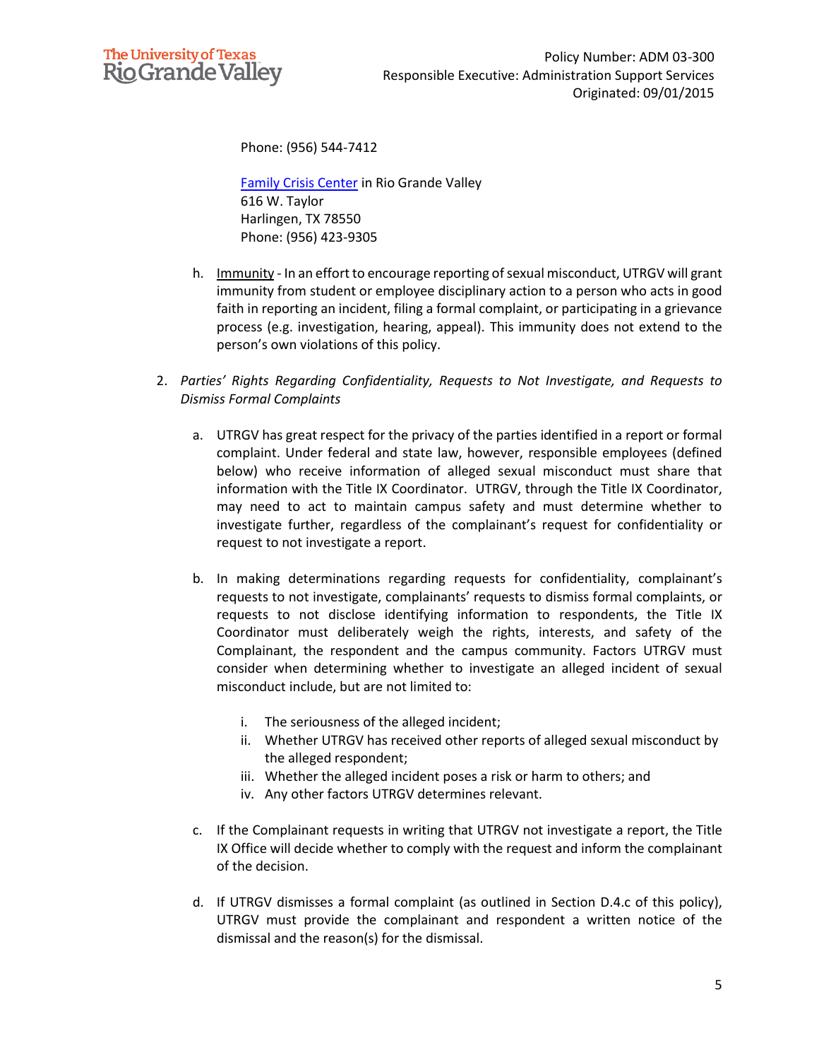Phone: (956) 544-7412

[Family Crisis Center](#) in Rio Grande Valley
616 W. Taylor
Harlingen, TX 78550
Phone: (956) 423-9305

h. Immunity - In an effort to encourage reporting of sexual misconduct, UTRGV will grant immunity from student or employee disciplinary action to a person who acts in good faith in reporting an incident, filing a formal complaint, or participating in a grievance process (e.g. investigation, hearing, appeal). This immunity does not extend to the person's own violations of this policy.

2. *Parties' Rights Regarding Confidentiality, Requests to Not Investigate, and Requests to Dismiss Formal Complaints*

   a. UTRGV has great respect for the privacy of the parties identified in a report or formal complaint. Under federal and state law, however, responsible employees (defined below) who receive information of alleged sexual misconduct must share that information with the Title IX Coordinator. UTRGV, through the Title IX Coordinator, may need to act to maintain campus safety and must determine whether to investigate further, regardless of the complainant's request for confidentiality or request to not investigate a report.

   b. In making determinations regarding requests for confidentiality, complainant's requests to not investigate, complainants' requests to dismiss formal complaints, or requests to not disclose identifying information to respondents, the Title IX Coordinator must deliberately weigh the rights, interests, and safety of the Complainant, the respondent and the campus community. Factors UTRGV must consider when determining whether to investigate an alleged incident of sexual misconduct include, but are not limited to:

      i. The seriousness of the alleged incident;
      ii. Whether UTRGV has received other reports of alleged sexual misconduct by the alleged respondent;
      iii. Whether the alleged incident poses a risk or harm to others; and
      iv. Any other factors UTRGV determines relevant.

   c. If the Complainant requests in writing that UTRGV not investigate a report, the Title IX Office will decide whether to comply with the request and inform the complainant of the decision.

   d. If UTRGV dismisses a formal complaint (as outlined in Section D.4.c of this policy), UTRGV must provide the complainant and respondent a written notice of the dismissal and the reason(s) for the dismissal.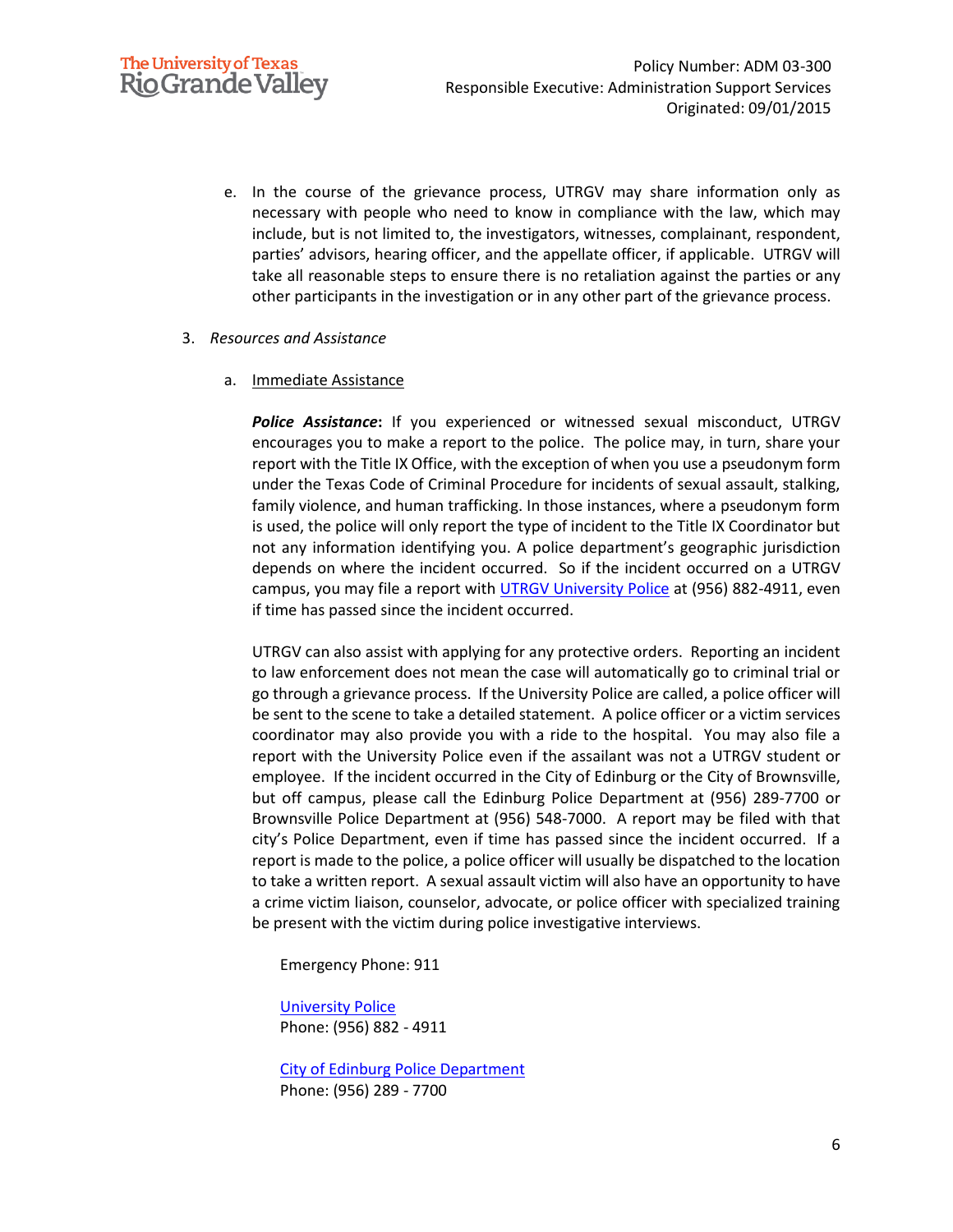e. In the course of the grievance process, UTRGV may share information only as necessary with people who need to know in compliance with the law, which may include, but is not limited to, the investigators, witnesses, complainant, respondent, parties' advisors, hearing officer, and the appellate officer, if applicable. UTRGV will take all reasonable steps to ensure there is no retaliation against the parties or any other participants in the investigation or in any other part of the grievance process.

3. *Resources and Assistance*

   a. Immediate Assistance

   ***Police Assistance*:** If you experienced or witnessed sexual misconduct, UTRGV encourages you to make a report to the police. The police may, in turn, share your report with the Title IX Office, with the exception of when you use a pseudonym form under the Texas Code of Criminal Procedure for incidents of sexual assault, stalking, family violence, and human trafficking. In those instances, where a pseudonym form is used, the police will only report the type of incident to the Title IX Coordinator but not any information identifying you. A police department's geographic jurisdiction depends on where the incident occurred. So if the incident occurred on a UTRGV campus, you may file a report with UTRGV University Police at (956) 882-4911, even if time has passed since the incident occurred.

   UTRGV can also assist with applying for any protective orders. Reporting an incident to law enforcement does not mean the case will automatically go to criminal trial or go through a grievance process. If the University Police are called, a police officer will be sent to the scene to take a detailed statement. A police officer or a victim services coordinator may also provide you with a ride to the hospital. You may also file a report with the University Police even if the assailant was not a UTRGV student or employee. If the incident occurred in the City of Edinburg or the City of Brownsville, but off campus, please call the Edinburg Police Department at (956) 289-7700 or Brownsville Police Department at (956) 548-7000. A report may be filed with that city's Police Department, even if time has passed since the incident occurred. If a report is made to the police, a police officer will usually be dispatched to the location to take a written report. A sexual assault victim will also have an opportunity to have a crime victim liaison, counselor, advocate, or police officer with specialized training be present with the victim during police investigative interviews.

   Emergency Phone: 911

   University Police
   Phone: (956) 882 - 4911

   City of Edinburg Police Department
   Phone: (956) 289 - 7700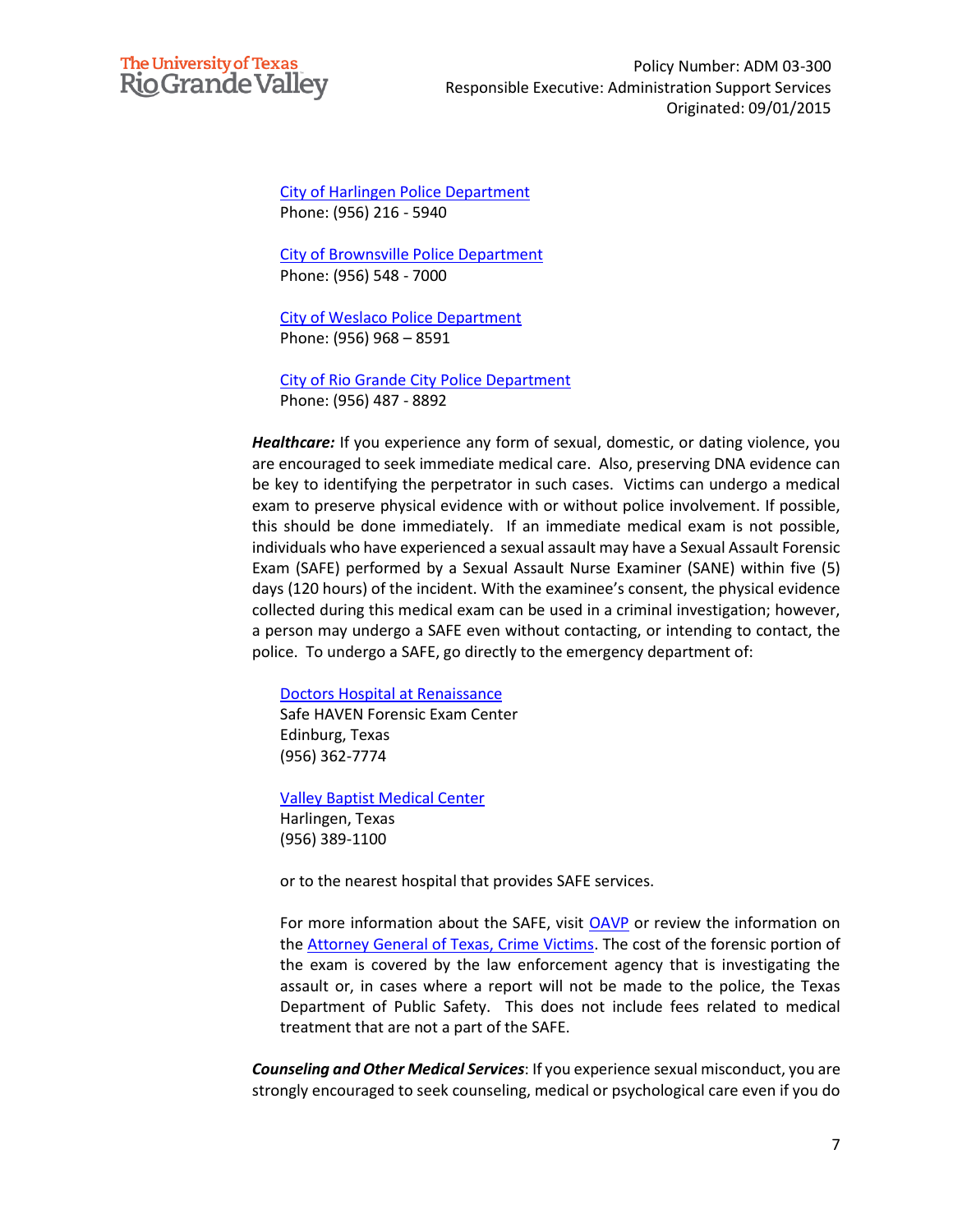City of Harlingen Police Department
Phone: (956) 216 - 5940

City of Brownsville Police Department
Phone: (956) 548 - 7000

City of Weslaco Police Department
Phone: (956) 968 – 8591

City of Rio Grande City Police Department
Phone: (956) 487 - 8892

***Healthcare:*** If you experience any form of sexual, domestic, or dating violence, you are encouraged to seek immediate medical care. Also, preserving DNA evidence can be key to identifying the perpetrator in such cases. Victims can undergo a medical exam to preserve physical evidence with or without police involvement. If possible, this should be done immediately. If an immediate medical exam is not possible, individuals who have experienced a sexual assault may have a Sexual Assault Forensic Exam (SAFE) performed by a Sexual Assault Nurse Examiner (SANE) within five (5) days (120 hours) of the incident. With the examinee's consent, the physical evidence collected during this medical exam can be used in a criminal investigation; however, a person may undergo a SAFE even without contacting, or intending to contact, the police. To undergo a SAFE, go directly to the emergency department of:

Doctors Hospital at Renaissance
Safe HAVEN Forensic Exam Center
Edinburg, Texas
(956) 362-7774

Valley Baptist Medical Center
Harlingen, Texas
(956) 389-1100

or to the nearest hospital that provides SAFE services.

For more information about the SAFE, visit OAVP or review the information on the Attorney General of Texas, Crime Victims. The cost of the forensic portion of the exam is covered by the law enforcement agency that is investigating the assault or, in cases where a report will not be made to the police, the Texas Department of Public Safety. This does not include fees related to medical treatment that are not a part of the SAFE.

***Counseling and Other Medical Services***: If you experience sexual misconduct, you are strongly encouraged to seek counseling, medical or psychological care even if you do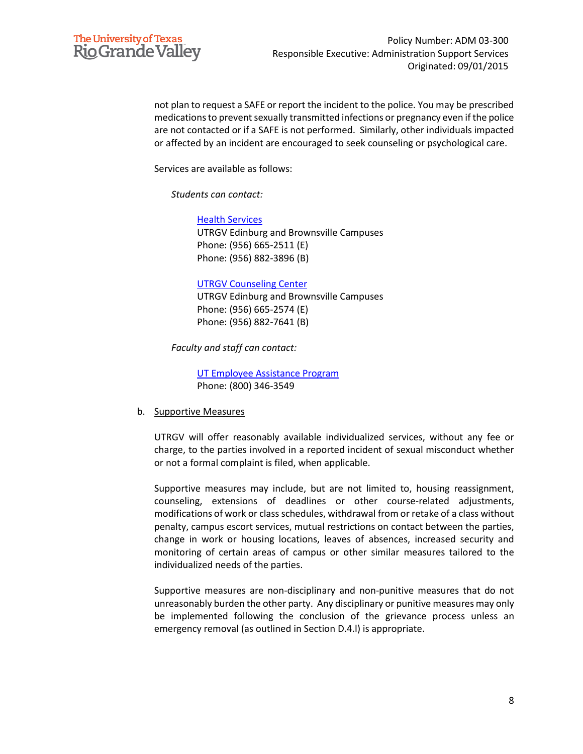not plan to request a SAFE or report the incident to the police. You may be prescribed medications to prevent sexually transmitted infections or pregnancy even if the police are not contacted or if a SAFE is not performed. Similarly, other individuals impacted or affected by an incident are encouraged to seek counseling or psychological care.

Services are available as follows:

*Students can contact:*

Health Services
UTRGV Edinburg and Brownsville Campuses
Phone: (956) 665-2511 (E)
Phone: (956) 882-3896 (B)

UTRGV Counseling Center
UTRGV Edinburg and Brownsville Campuses
Phone: (956) 665-2574 (E)
Phone: (956) 882-7641 (B)

*Faculty and staff can contact:*

UT Employee Assistance Program
Phone: (800) 346-3549

b. Supportive Measures

UTRGV will offer reasonably available individualized services, without any fee or charge, to the parties involved in a reported incident of sexual misconduct whether or not a formal complaint is filed, when applicable.

Supportive measures may include, but are not limited to, housing reassignment, counseling, extensions of deadlines or other course-related adjustments, modifications of work or class schedules, withdrawal from or retake of a class without penalty, campus escort services, mutual restrictions on contact between the parties, change in work or housing locations, leaves of absences, increased security and monitoring of certain areas of campus or other similar measures tailored to the individualized needs of the parties.

Supportive measures are non-disciplinary and non-punitive measures that do not unreasonably burden the other party. Any disciplinary or punitive measures may only be implemented following the conclusion of the grievance process unless an emergency removal (as outlined in Section D.4.l) is appropriate.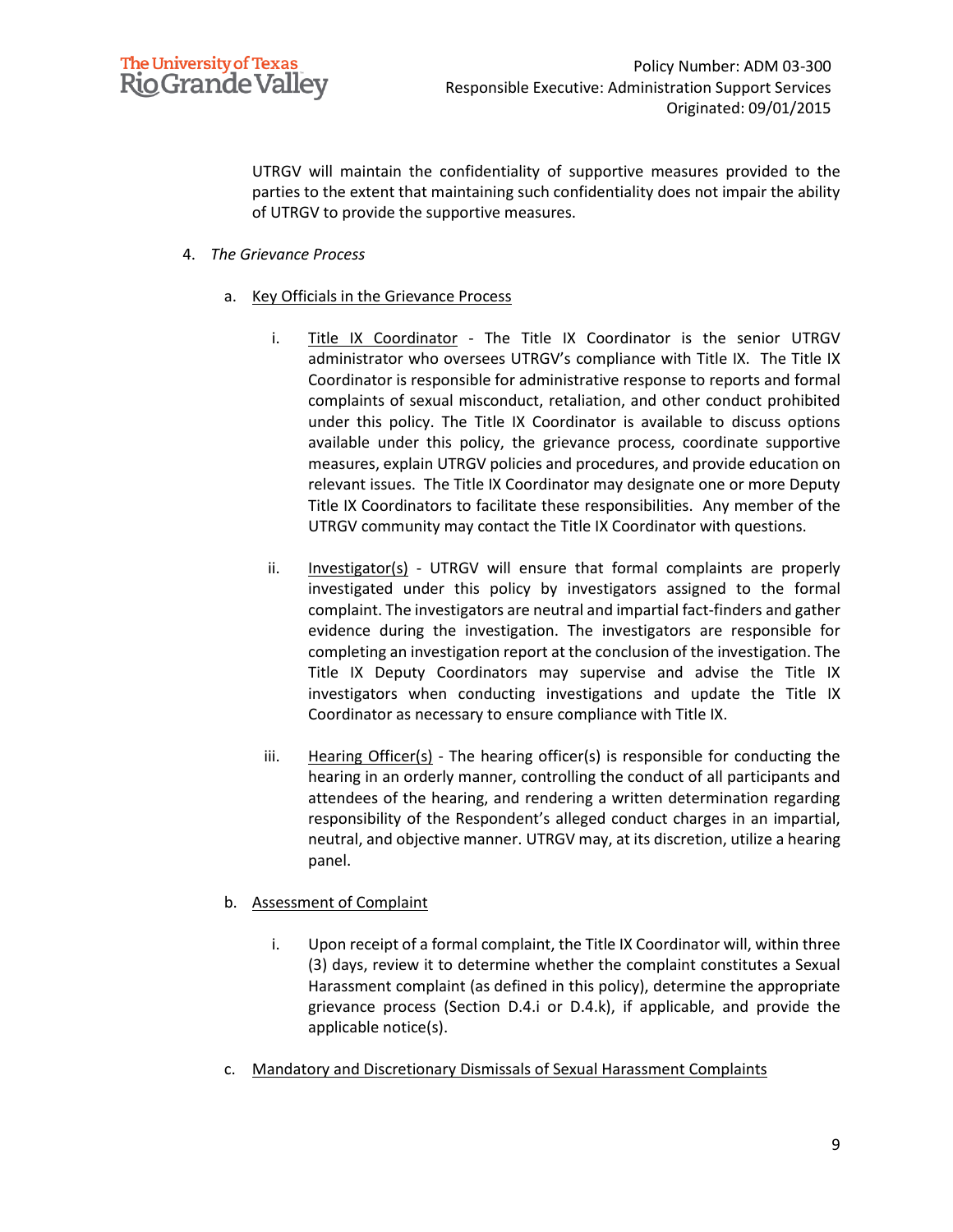UTRGV will maintain the confidentiality of supportive measures provided to the parties to the extent that maintaining such confidentiality does not impair the ability of UTRGV to provide the supportive measures.

4. *The Grievance Process*

   a. Key Officials in the Grievance Process

      i. Title IX Coordinator - The Title IX Coordinator is the senior UTRGV administrator who oversees UTRGV's compliance with Title IX. The Title IX Coordinator is responsible for administrative response to reports and formal complaints of sexual misconduct, retaliation, and other conduct prohibited under this policy. The Title IX Coordinator is available to discuss options available under this policy, the grievance process, coordinate supportive measures, explain UTRGV policies and procedures, and provide education on relevant issues. The Title IX Coordinator may designate one or more Deputy Title IX Coordinators to facilitate these responsibilities. Any member of the UTRGV community may contact the Title IX Coordinator with questions.

      ii. Investigator(s) - UTRGV will ensure that formal complaints are properly investigated under this policy by investigators assigned to the formal complaint. The investigators are neutral and impartial fact-finders and gather evidence during the investigation. The investigators are responsible for completing an investigation report at the conclusion of the investigation. The Title IX Deputy Coordinators may supervise and advise the Title IX investigators when conducting investigations and update the Title IX Coordinator as necessary to ensure compliance with Title IX.

      iii. Hearing Officer(s) - The hearing officer(s) is responsible for conducting the hearing in an orderly manner, controlling the conduct of all participants and attendees of the hearing, and rendering a written determination regarding responsibility of the Respondent's alleged conduct charges in an impartial, neutral, and objective manner. UTRGV may, at its discretion, utilize a hearing panel.

   b. Assessment of Complaint

      i. Upon receipt of a formal complaint, the Title IX Coordinator will, within three (3) days, review it to determine whether the complaint constitutes a Sexual Harassment complaint (as defined in this policy), determine the appropriate grievance process (Section D.4.i or D.4.k), if applicable, and provide the applicable notice(s).

   c. Mandatory and Discretionary Dismissals of Sexual Harassment Complaints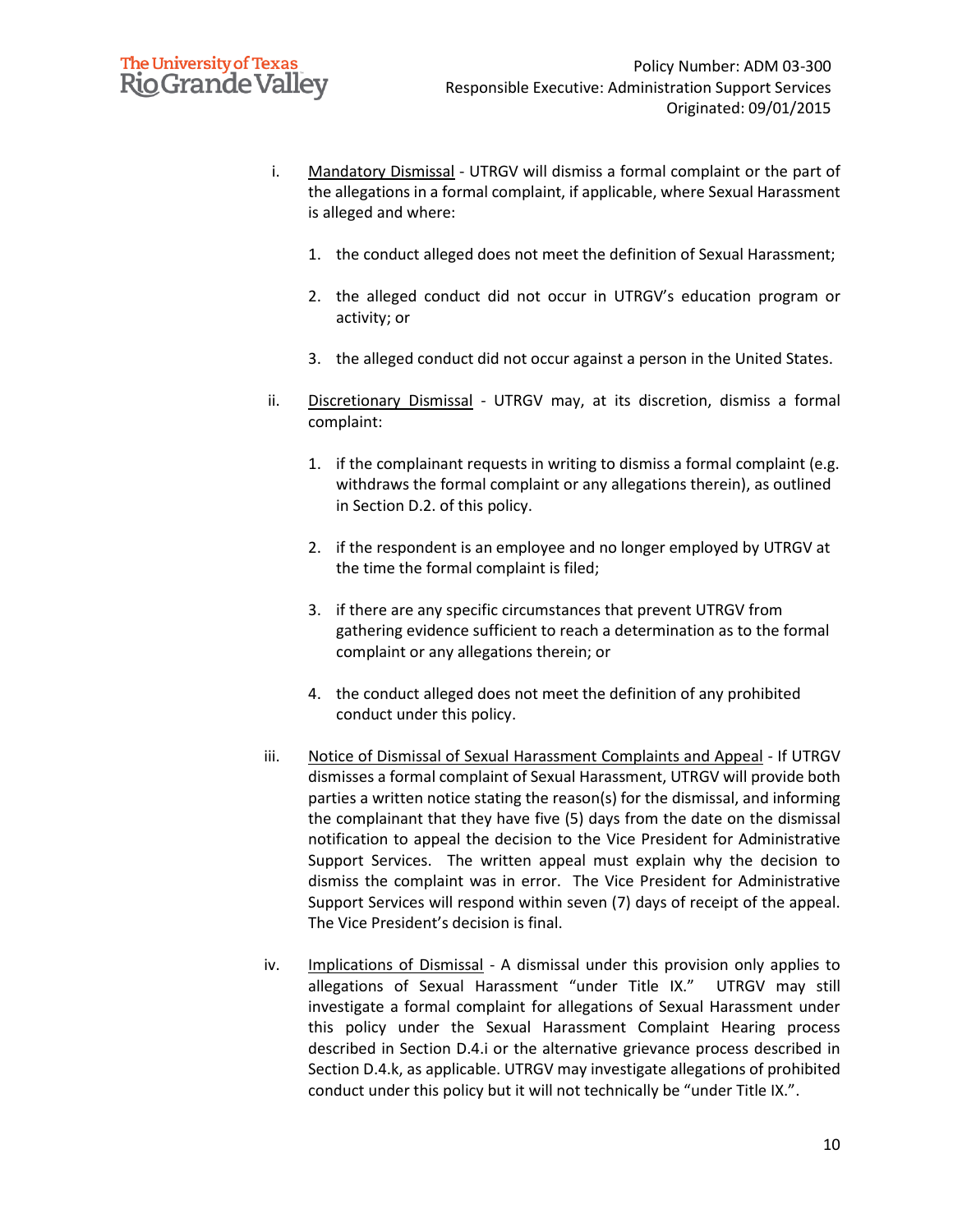i. Mandatory Dismissal - UTRGV will dismiss a formal complaint or the part of the allegations in a formal complaint, if applicable, where Sexual Harassment is alleged and where:

   1. the conduct alleged does not meet the definition of Sexual Harassment;

   2. the alleged conduct did not occur in UTRGV's education program or activity; or

   3. the alleged conduct did not occur against a person in the United States.

ii. Discretionary Dismissal - UTRGV may, at its discretion, dismiss a formal complaint:

   1. if the complainant requests in writing to dismiss a formal complaint (e.g. withdraws the formal complaint or any allegations therein), as outlined in Section D.2. of this policy.

   2. if the respondent is an employee and no longer employed by UTRGV at the time the formal complaint is filed;

   3. if there are any specific circumstances that prevent UTRGV from gathering evidence sufficient to reach a determination as to the formal complaint or any allegations therein; or

   4. the conduct alleged does not meet the definition of any prohibited conduct under this policy.

iii. Notice of Dismissal of Sexual Harassment Complaints and Appeal - If UTRGV dismisses a formal complaint of Sexual Harassment, UTRGV will provide both parties a written notice stating the reason(s) for the dismissal, and informing the complainant that they have five (5) days from the date on the dismissal notification to appeal the decision to the Vice President for Administrative Support Services. The written appeal must explain why the decision to dismiss the complaint was in error. The Vice President for Administrative Support Services will respond within seven (7) days of receipt of the appeal. The Vice President's decision is final.

iv. Implications of Dismissal - A dismissal under this provision only applies to allegations of Sexual Harassment "under Title IX." UTRGV may still investigate a formal complaint for allegations of Sexual Harassment under this policy under the Sexual Harassment Complaint Hearing process described in Section D.4.i or the alternative grievance process described in Section D.4.k, as applicable. UTRGV may investigate allegations of prohibited conduct under this policy but it will not technically be "under Title IX.".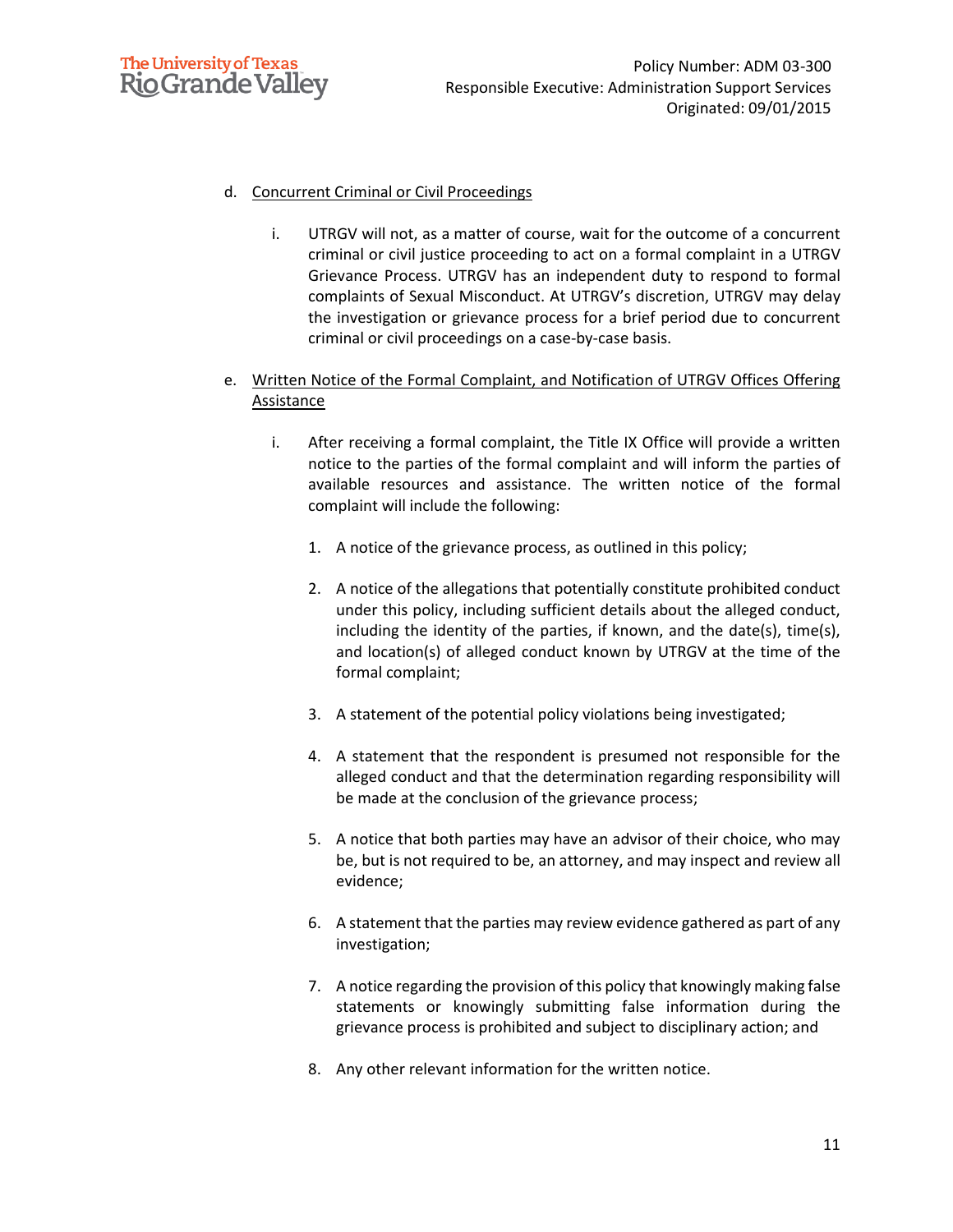d. <u>Concurrent Criminal or Civil Proceedings</u>

   i. UTRGV will not, as a matter of course, wait for the outcome of a concurrent criminal or civil justice proceeding to act on a formal complaint in a UTRGV Grievance Process. UTRGV has an independent duty to respond to formal complaints of Sexual Misconduct. At UTRGV's discretion, UTRGV may delay the investigation or grievance process for a brief period due to concurrent criminal or civil proceedings on a case-by-case basis.

e. <u>Written Notice of the Formal Complaint, and Notification of UTRGV Offices Offering Assistance</u>

   i. After receiving a formal complaint, the Title IX Office will provide a written notice to the parties of the formal complaint and will inform the parties of available resources and assistance. The written notice of the formal complaint will include the following:

      1. A notice of the grievance process, as outlined in this policy;

      2. A notice of the allegations that potentially constitute prohibited conduct under this policy, including sufficient details about the alleged conduct, including the identity of the parties, if known, and the date(s), time(s), and location(s) of alleged conduct known by UTRGV at the time of the formal complaint;

      3. A statement of the potential policy violations being investigated;

      4. A statement that the respondent is presumed not responsible for the alleged conduct and that the determination regarding responsibility will be made at the conclusion of the grievance process;

      5. A notice that both parties may have an advisor of their choice, who may be, but is not required to be, an attorney, and may inspect and review all evidence;

      6. A statement that the parties may review evidence gathered as part of any investigation;

      7. A notice regarding the provision of this policy that knowingly making false statements or knowingly submitting false information during the grievance process is prohibited and subject to disciplinary action; and

      8. Any other relevant information for the written notice.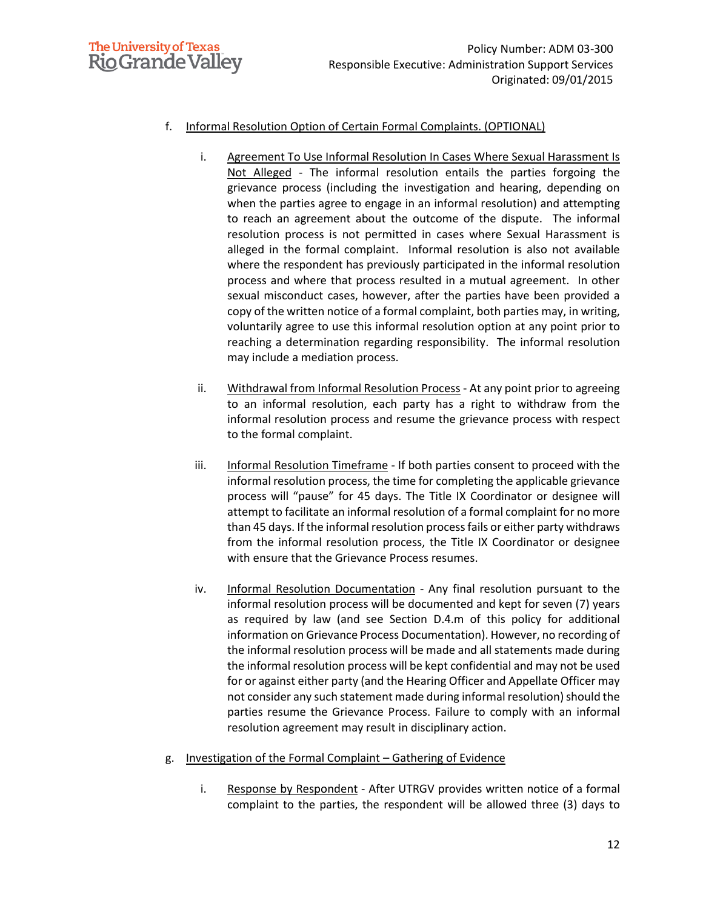f. Informal Resolution Option of Certain Formal Complaints. (OPTIONAL)

   i. Agreement To Use Informal Resolution In Cases Where Sexual Harassment Is Not Alleged - The informal resolution entails the parties forgoing the grievance process (including the investigation and hearing, depending on when the parties agree to engage in an informal resolution) and attempting to reach an agreement about the outcome of the dispute. The informal resolution process is not permitted in cases where Sexual Harassment is alleged in the formal complaint. Informal resolution is also not available where the respondent has previously participated in the informal resolution process and where that process resulted in a mutual agreement. In other sexual misconduct cases, however, after the parties have been provided a copy of the written notice of a formal complaint, both parties may, in writing, voluntarily agree to use this informal resolution option at any point prior to reaching a determination regarding responsibility. The informal resolution may include a mediation process.

   ii. Withdrawal from Informal Resolution Process - At any point prior to agreeing to an informal resolution, each party has a right to withdraw from the informal resolution process and resume the grievance process with respect to the formal complaint.

   iii. Informal Resolution Timeframe - If both parties consent to proceed with the informal resolution process, the time for completing the applicable grievance process will "pause" for 45 days. The Title IX Coordinator or designee will attempt to facilitate an informal resolution of a formal complaint for no more than 45 days. If the informal resolution process fails or either party withdraws from the informal resolution process, the Title IX Coordinator or designee with ensure that the Grievance Process resumes.

   iv. Informal Resolution Documentation - Any final resolution pursuant to the informal resolution process will be documented and kept for seven (7) years as required by law (and see Section D.4.m of this policy for additional information on Grievance Process Documentation). However, no recording of the informal resolution process will be made and all statements made during the informal resolution process will be kept confidential and may not be used for or against either party (and the Hearing Officer and Appellate Officer may not consider any such statement made during informal resolution) should the parties resume the Grievance Process. Failure to comply with an informal resolution agreement may result in disciplinary action.

g. Investigation of the Formal Complaint – Gathering of Evidence

   i. Response by Respondent - After UTRGV provides written notice of a formal complaint to the parties, the respondent will be allowed three (3) days to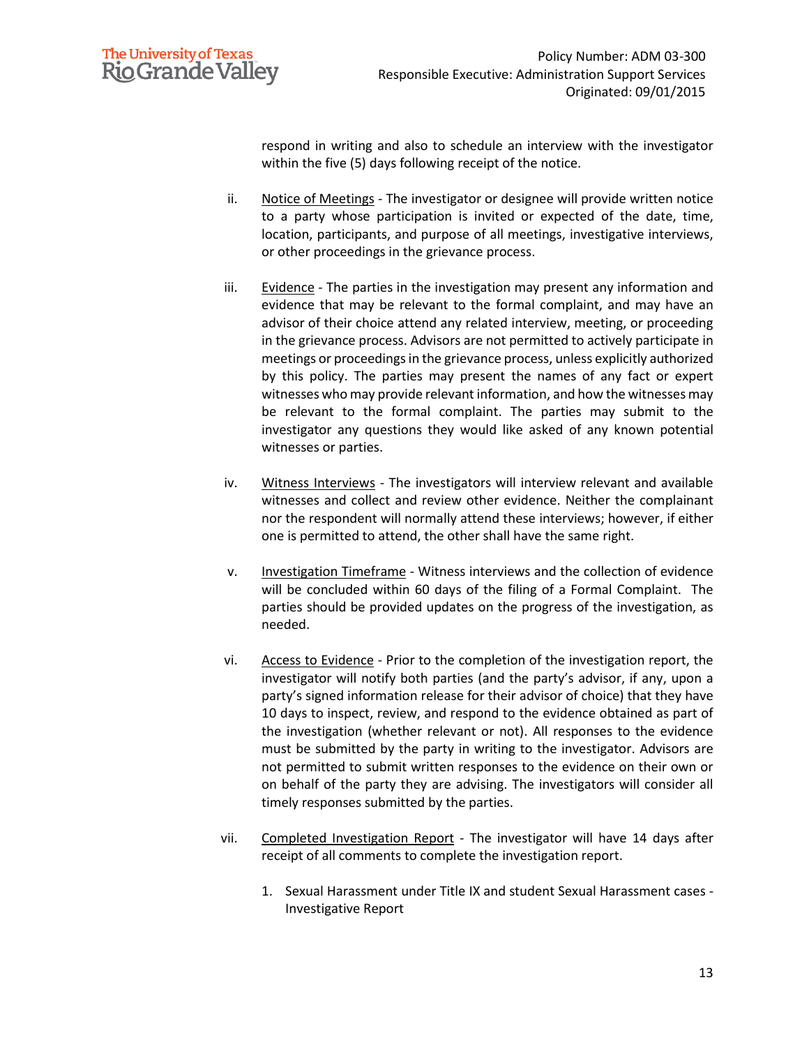respond in writing and also to schedule an interview with the investigator within the five (5) days following receipt of the notice.

ii. Notice of Meetings - The investigator or designee will provide written notice to a party whose participation is invited or expected of the date, time, location, participants, and purpose of all meetings, investigative interviews, or other proceedings in the grievance process.

iii. Evidence - The parties in the investigation may present any information and evidence that may be relevant to the formal complaint, and may have an advisor of their choice attend any related interview, meeting, or proceeding in the grievance process. Advisors are not permitted to actively participate in meetings or proceedings in the grievance process, unless explicitly authorized by this policy. The parties may present the names of any fact or expert witnesses who may provide relevant information, and how the witnesses may be relevant to the formal complaint. The parties may submit to the investigator any questions they would like asked of any known potential witnesses or parties.

iv. Witness Interviews - The investigators will interview relevant and available witnesses and collect and review other evidence. Neither the complainant nor the respondent will normally attend these interviews; however, if either one is permitted to attend, the other shall have the same right.

v. Investigation Timeframe - Witness interviews and the collection of evidence will be concluded within 60 days of the filing of a Formal Complaint. The parties should be provided updates on the progress of the investigation, as needed.

vi. Access to Evidence - Prior to the completion of the investigation report, the investigator will notify both parties (and the party's advisor, if any, upon a party's signed information release for their advisor of choice) that they have 10 days to inspect, review, and respond to the evidence obtained as part of the investigation (whether relevant or not). All responses to the evidence must be submitted by the party in writing to the investigator. Advisors are not permitted to submit written responses to the evidence on their own or on behalf of the party they are advising. The investigators will consider all timely responses submitted by the parties.

vii. Completed Investigation Report - The investigator will have 14 days after receipt of all comments to complete the investigation report.

   1. Sexual Harassment under Title IX and student Sexual Harassment cases - Investigative Report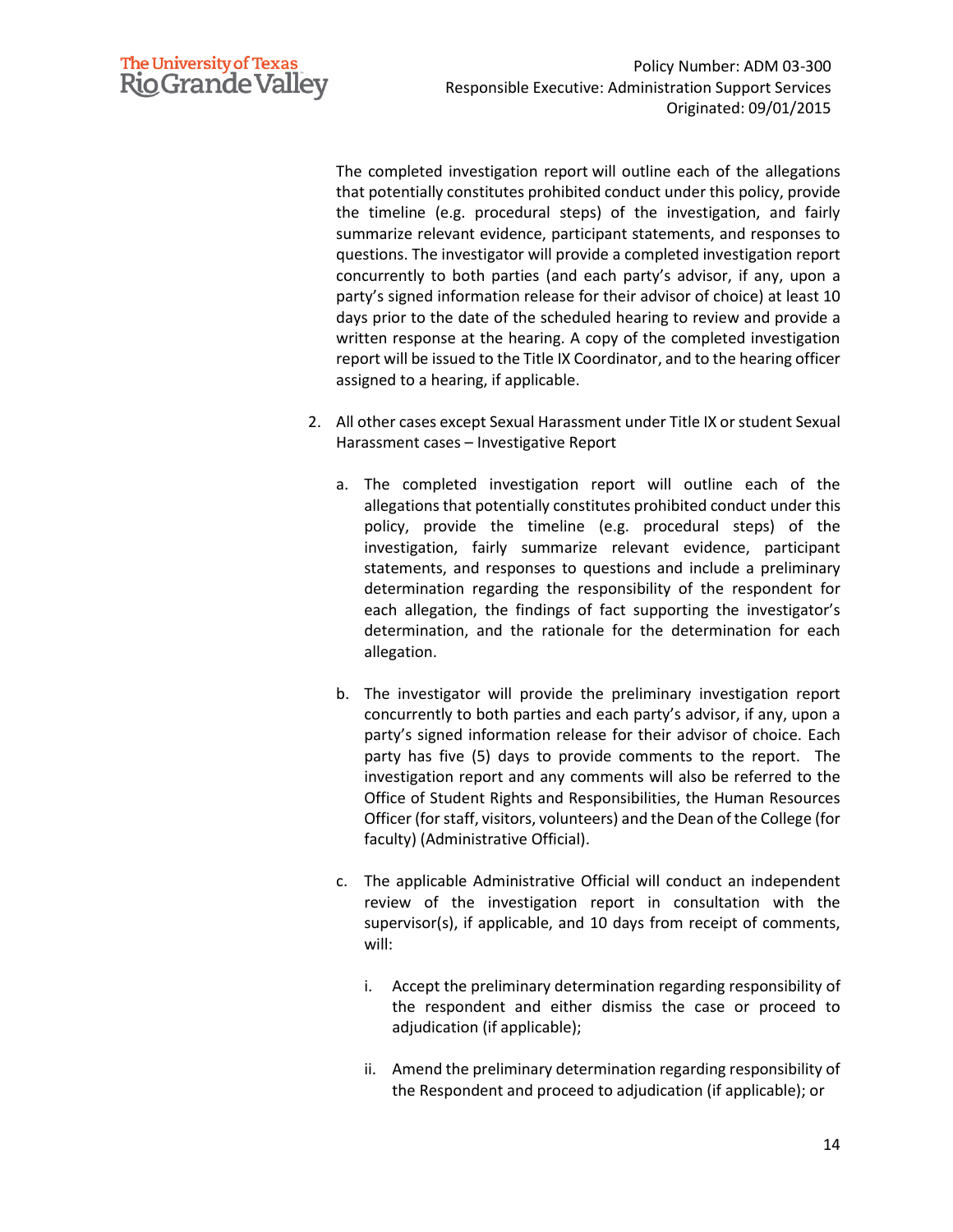The completed investigation report will outline each of the allegations that potentially constitutes prohibited conduct under this policy, provide the timeline (e.g. procedural steps) of the investigation, and fairly summarize relevant evidence, participant statements, and responses to questions. The investigator will provide a completed investigation report concurrently to both parties (and each party's advisor, if any, upon a party's signed information release for their advisor of choice) at least 10 days prior to the date of the scheduled hearing to review and provide a written response at the hearing. A copy of the completed investigation report will be issued to the Title IX Coordinator, and to the hearing officer assigned to a hearing, if applicable.

2. All other cases except Sexual Harassment under Title IX or student Sexual Harassment cases – Investigative Report

   a. The completed investigation report will outline each of the allegations that potentially constitutes prohibited conduct under this policy, provide the timeline (e.g. procedural steps) of the investigation, fairly summarize relevant evidence, participant statements, and responses to questions and include a preliminary determination regarding the responsibility of the respondent for each allegation, the findings of fact supporting the investigator's determination, and the rationale for the determination for each allegation.

   b. The investigator will provide the preliminary investigation report concurrently to both parties and each party's advisor, if any, upon a party's signed information release for their advisor of choice. Each party has five (5) days to provide comments to the report. The investigation report and any comments will also be referred to the Office of Student Rights and Responsibilities, the Human Resources Officer (for staff, visitors, volunteers) and the Dean of the College (for faculty) (Administrative Official).

   c. The applicable Administrative Official will conduct an independent review of the investigation report in consultation with the supervisor(s), if applicable, and 10 days from receipt of comments, will:

      i. Accept the preliminary determination regarding responsibility of the respondent and either dismiss the case or proceed to adjudication (if applicable);

      ii. Amend the preliminary determination regarding responsibility of the Respondent and proceed to adjudication (if applicable); or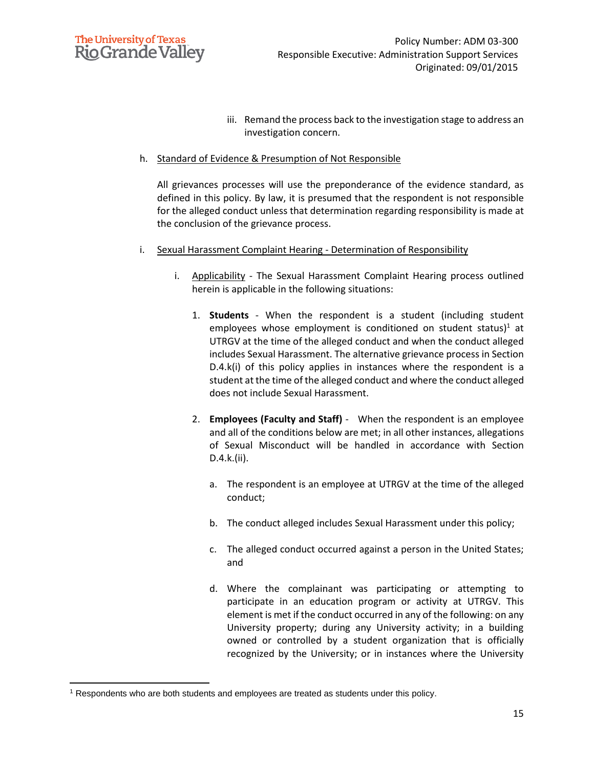iii. Remand the process back to the investigation stage to address an investigation concern.

h. Standard of Evidence & Presumption of Not Responsible

All grievances processes will use the preponderance of the evidence standard, as defined in this policy. By law, it is presumed that the respondent is not responsible for the alleged conduct unless that determination regarding responsibility is made at the conclusion of the grievance process.

i. Sexual Harassment Complaint Hearing - Determination of Responsibility

i. Applicability - The Sexual Harassment Complaint Hearing process outlined herein is applicable in the following situations:

1. **Students** - When the respondent is a student (including student employees whose employment is conditioned on student status)[1] at UTRGV at the time of the alleged conduct and when the conduct alleged includes Sexual Harassment. The alternative grievance process in Section D.4.k(i) of this policy applies in instances where the respondent is a student at the time of the alleged conduct and where the conduct alleged does not include Sexual Harassment.

2. **Employees (Faculty and Staff)** - When the respondent is an employee and all of the conditions below are met; in all other instances, allegations of Sexual Misconduct will be handled in accordance with Section D.4.k.(ii).

   a. The respondent is an employee at UTRGV at the time of the alleged conduct;

   b. The conduct alleged includes Sexual Harassment under this policy;

   c. The alleged conduct occurred against a person in the United States; and

   d. Where the complainant was participating or attempting to participate in an education program or activity at UTRGV. This element is met if the conduct occurred in any of the following: on any University property; during any University activity; in a building owned or controlled by a student organization that is officially recognized by the University; or in instances where the University

[1] Respondents who are both students and employees are treated as students under this policy.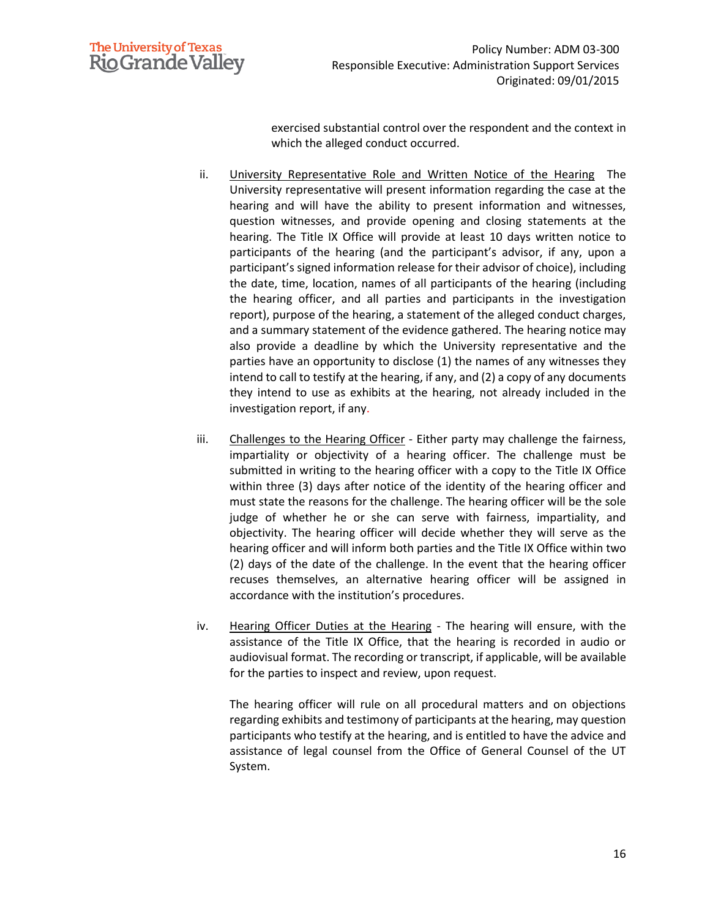exercised substantial control over the respondent and the context in which the alleged conduct occurred.

ii. <u>University Representative Role and Written Notice of the Hearing</u> The University representative will present information regarding the case at the hearing and will have the ability to present information and witnesses, question witnesses, and provide opening and closing statements at the hearing. The Title IX Office will provide at least 10 days written notice to participants of the hearing (and the participant's advisor, if any, upon a participant's signed information release for their advisor of choice), including the date, time, location, names of all participants of the hearing (including the hearing officer, and all parties and participants in the investigation report), purpose of the hearing, a statement of the alleged conduct charges, and a summary statement of the evidence gathered. The hearing notice may also provide a deadline by which the University representative and the parties have an opportunity to disclose (1) the names of any witnesses they intend to call to testify at the hearing, if any, and (2) a copy of any documents they intend to use as exhibits at the hearing, not already included in the investigation report, if any.

iii. <u>Challenges to the Hearing Officer</u> - Either party may challenge the fairness, impartiality or objectivity of a hearing officer. The challenge must be submitted in writing to the hearing officer with a copy to the Title IX Office within three (3) days after notice of the identity of the hearing officer and must state the reasons for the challenge. The hearing officer will be the sole judge of whether he or she can serve with fairness, impartiality, and objectivity. The hearing officer will decide whether they will serve as the hearing officer and will inform both parties and the Title IX Office within two (2) days of the date of the challenge. In the event that the hearing officer recuses themselves, an alternative hearing officer will be assigned in accordance with the institution's procedures.

iv. <u>Hearing Officer Duties at the Hearing</u> - The hearing will ensure, with the assistance of the Title IX Office, that the hearing is recorded in audio or audiovisual format. The recording or transcript, if applicable, will be available for the parties to inspect and review, upon request.

The hearing officer will rule on all procedural matters and on objections regarding exhibits and testimony of participants at the hearing, may question participants who testify at the hearing, and is entitled to have the advice and assistance of legal counsel from the Office of General Counsel of the UT System.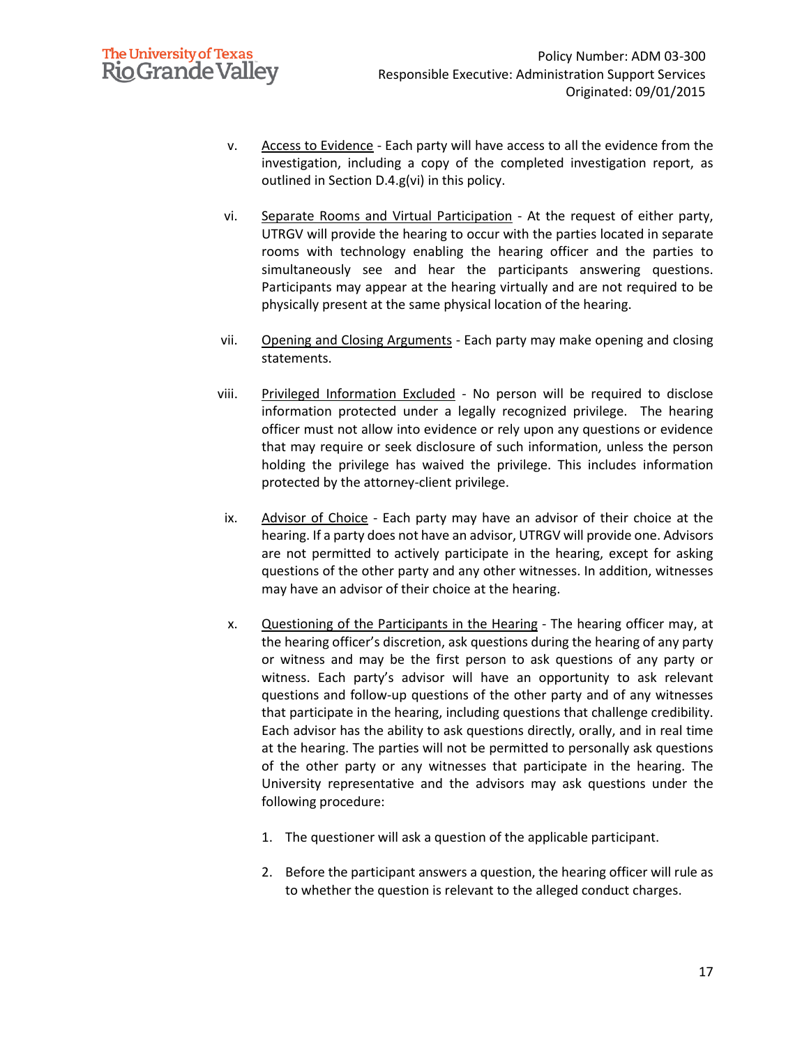v. <u>Access to Evidence</u> - Each party will have access to all the evidence from the investigation, including a copy of the completed investigation report, as outlined in Section D.4.g(vi) in this policy.

vi. <u>Separate Rooms and Virtual Participation</u> - At the request of either party, UTRGV will provide the hearing to occur with the parties located in separate rooms with technology enabling the hearing officer and the parties to simultaneously see and hear the participants answering questions. Participants may appear at the hearing virtually and are not required to be physically present at the same physical location of the hearing.

vii. <u>Opening and Closing Arguments</u> - Each party may make opening and closing statements.

viii. <u>Privileged Information Excluded</u> - No person will be required to disclose information protected under a legally recognized privilege. The hearing officer must not allow into evidence or rely upon any questions or evidence that may require or seek disclosure of such information, unless the person holding the privilege has waived the privilege. This includes information protected by the attorney-client privilege.

ix. <u>Advisor of Choice</u> - Each party may have an advisor of their choice at the hearing. If a party does not have an advisor, UTRGV will provide one. Advisors are not permitted to actively participate in the hearing, except for asking questions of the other party and any other witnesses. In addition, witnesses may have an advisor of their choice at the hearing.

x. <u>Questioning of the Participants in the Hearing</u> - The hearing officer may, at the hearing officer's discretion, ask questions during the hearing of any party or witness and may be the first person to ask questions of any party or witness. Each party's advisor will have an opportunity to ask relevant questions and follow-up questions of the other party and of any witnesses that participate in the hearing, including questions that challenge credibility. Each advisor has the ability to ask questions directly, orally, and in real time at the hearing. The parties will not be permitted to personally ask questions of the other party or any witnesses that participate in the hearing. The University representative and the advisors may ask questions under the following procedure:

1. The questioner will ask a question of the applicable participant.

2. Before the participant answers a question, the hearing officer will rule as to whether the question is relevant to the alleged conduct charges.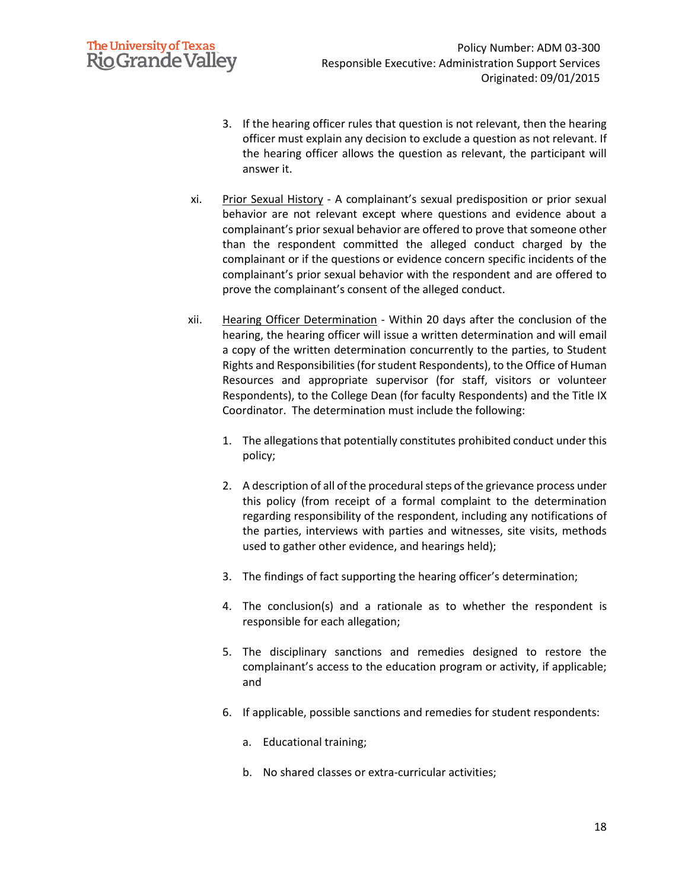3. If the hearing officer rules that question is not relevant, then the hearing officer must explain any decision to exclude a question as not relevant. If the hearing officer allows the question as relevant, the participant will answer it.

xi. <u>Prior Sexual History</u> - A complainant's sexual predisposition or prior sexual behavior are not relevant except where questions and evidence about a complainant's prior sexual behavior are offered to prove that someone other than the respondent committed the alleged conduct charged by the complainant or if the questions or evidence concern specific incidents of the complainant's prior sexual behavior with the respondent and are offered to prove the complainant's consent of the alleged conduct.

xii. <u>Hearing Officer Determination</u> - Within 20 days after the conclusion of the hearing, the hearing officer will issue a written determination and will email a copy of the written determination concurrently to the parties, to Student Rights and Responsibilities (for student Respondents), to the Office of Human Resources and appropriate supervisor (for staff, visitors or volunteer Respondents), to the College Dean (for faculty Respondents) and the Title IX Coordinator. The determination must include the following:

1. The allegations that potentially constitutes prohibited conduct under this policy;

2. A description of all of the procedural steps of the grievance process under this policy (from receipt of a formal complaint to the determination regarding responsibility of the respondent, including any notifications of the parties, interviews with parties and witnesses, site visits, methods used to gather other evidence, and hearings held);

3. The findings of fact supporting the hearing officer's determination;

4. The conclusion(s) and a rationale as to whether the respondent is responsible for each allegation;

5. The disciplinary sanctions and remedies designed to restore the complainant's access to the education program or activity, if applicable; and

6. If applicable, possible sanctions and remedies for student respondents:

   a. Educational training;

   b. No shared classes or extra-curricular activities;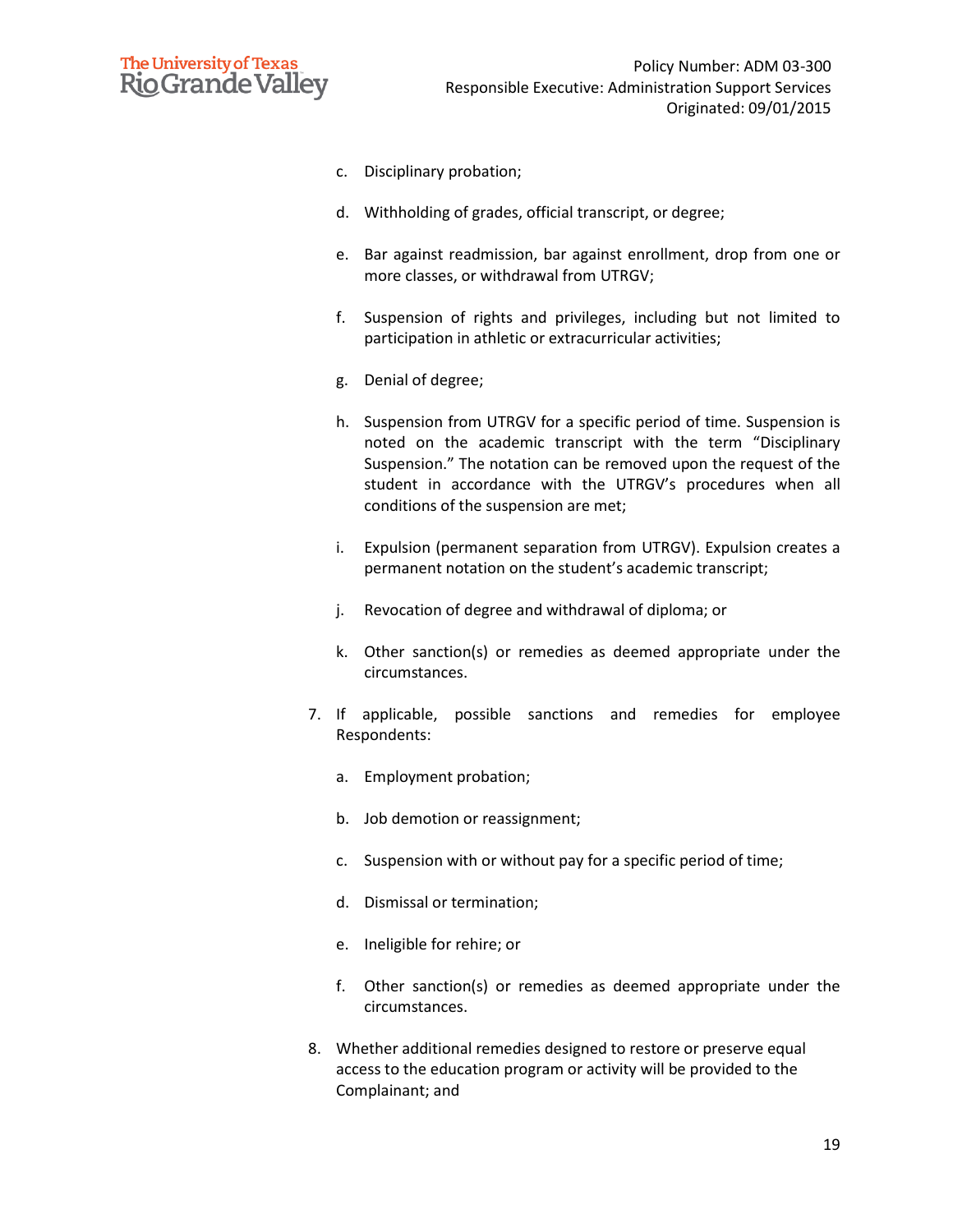c. Disciplinary probation;

d. Withholding of grades, official transcript, or degree;

e. Bar against readmission, bar against enrollment, drop from one or more classes, or withdrawal from UTRGV;

f. Suspension of rights and privileges, including but not limited to participation in athletic or extracurricular activities;

g. Denial of degree;

h. Suspension from UTRGV for a specific period of time. Suspension is noted on the academic transcript with the term "Disciplinary Suspension." The notation can be removed upon the request of the student in accordance with the UTRGV's procedures when all conditions of the suspension are met;

i. Expulsion (permanent separation from UTRGV). Expulsion creates a permanent notation on the student's academic transcript;

j. Revocation of degree and withdrawal of diploma; or

k. Other sanction(s) or remedies as deemed appropriate under the circumstances.

7. If applicable, possible sanctions and remedies for employee Respondents:

   a. Employment probation;

   b. Job demotion or reassignment;

   c. Suspension with or without pay for a specific period of time;

   d. Dismissal or termination;

   e. Ineligible for rehire; or

   f. Other sanction(s) or remedies as deemed appropriate under the circumstances.

8. Whether additional remedies designed to restore or preserve equal access to the education program or activity will be provided to the Complainant; and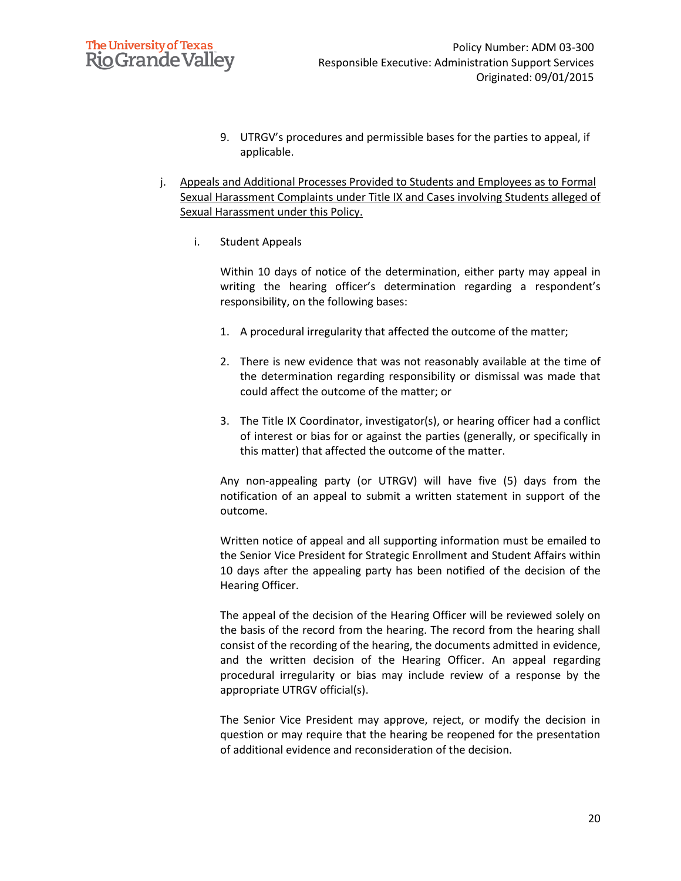9. UTRGV's procedures and permissible bases for the parties to appeal, if applicable.

j. Appeals and Additional Processes Provided to Students and Employees as to Formal Sexual Harassment Complaints under Title IX and Cases involving Students alleged of Sexual Harassment under this Policy.

   i. Student Appeals

   Within 10 days of notice of the determination, either party may appeal in writing the hearing officer's determination regarding a respondent's responsibility, on the following bases:

   1. A procedural irregularity that affected the outcome of the matter;

   2. There is new evidence that was not reasonably available at the time of the determination regarding responsibility or dismissal was made that could affect the outcome of the matter; or

   3. The Title IX Coordinator, investigator(s), or hearing officer had a conflict of interest or bias for or against the parties (generally, or specifically in this matter) that affected the outcome of the matter.

   Any non-appealing party (or UTRGV) will have five (5) days from the notification of an appeal to submit a written statement in support of the outcome.

   Written notice of appeal and all supporting information must be emailed to the Senior Vice President for Strategic Enrollment and Student Affairs within 10 days after the appealing party has been notified of the decision of the Hearing Officer.

   The appeal of the decision of the Hearing Officer will be reviewed solely on the basis of the record from the hearing. The record from the hearing shall consist of the recording of the hearing, the documents admitted in evidence, and the written decision of the Hearing Officer. An appeal regarding procedural irregularity or bias may include review of a response by the appropriate UTRGV official(s).

   The Senior Vice President may approve, reject, or modify the decision in question or may require that the hearing be reopened for the presentation of additional evidence and reconsideration of the decision.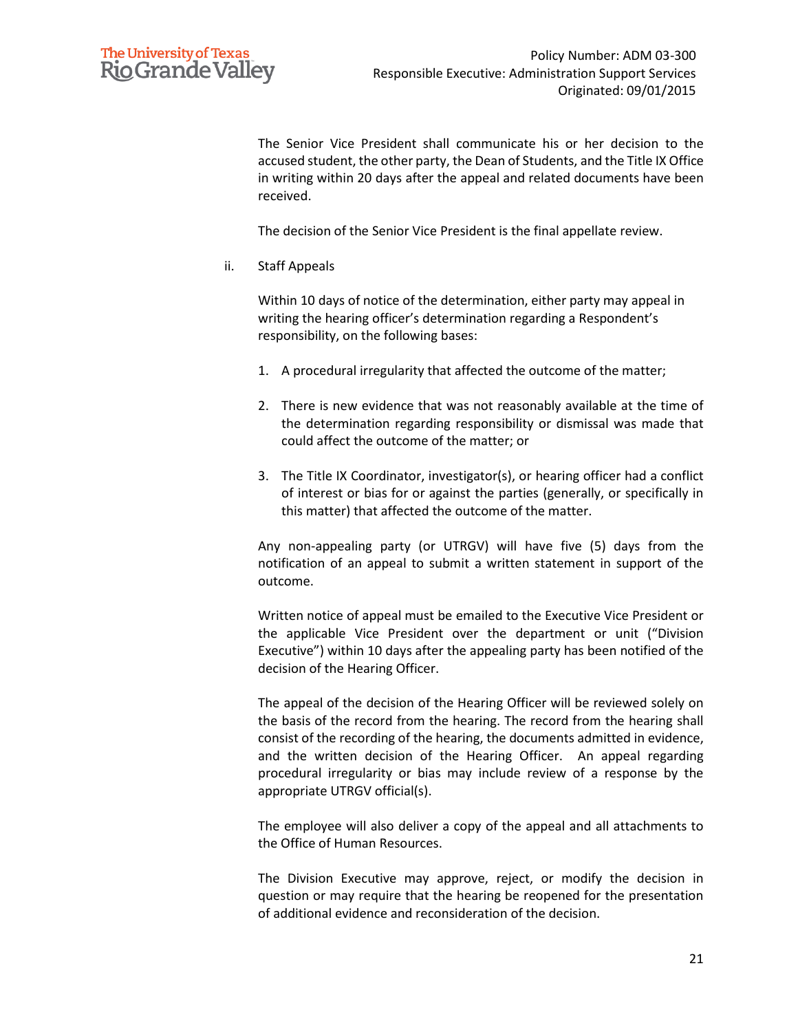The Senior Vice President shall communicate his or her decision to the accused student, the other party, the Dean of Students, and the Title IX Office in writing within 20 days after the appeal and related documents have been received.

The decision of the Senior Vice President is the final appellate review.

ii. Staff Appeals

Within 10 days of notice of the determination, either party may appeal in writing the hearing officer's determination regarding a Respondent's responsibility, on the following bases:

1. A procedural irregularity that affected the outcome of the matter;
2. There is new evidence that was not reasonably available at the time of the determination regarding responsibility or dismissal was made that could affect the outcome of the matter; or
3. The Title IX Coordinator, investigator(s), or hearing officer had a conflict of interest or bias for or against the parties (generally, or specifically in this matter) that affected the outcome of the matter.

Any non-appealing party (or UTRGV) will have five (5) days from the notification of an appeal to submit a written statement in support of the outcome.

Written notice of appeal must be emailed to the Executive Vice President or the applicable Vice President over the department or unit ("Division Executive") within 10 days after the appealing party has been notified of the decision of the Hearing Officer.

The appeal of the decision of the Hearing Officer will be reviewed solely on the basis of the record from the hearing. The record from the hearing shall consist of the recording of the hearing, the documents admitted in evidence, and the written decision of the Hearing Officer. An appeal regarding procedural irregularity or bias may include review of a response by the appropriate UTRGV official(s).

The employee will also deliver a copy of the appeal and all attachments to the Office of Human Resources.

The Division Executive may approve, reject, or modify the decision in question or may require that the hearing be reopened for the presentation of additional evidence and reconsideration of the decision.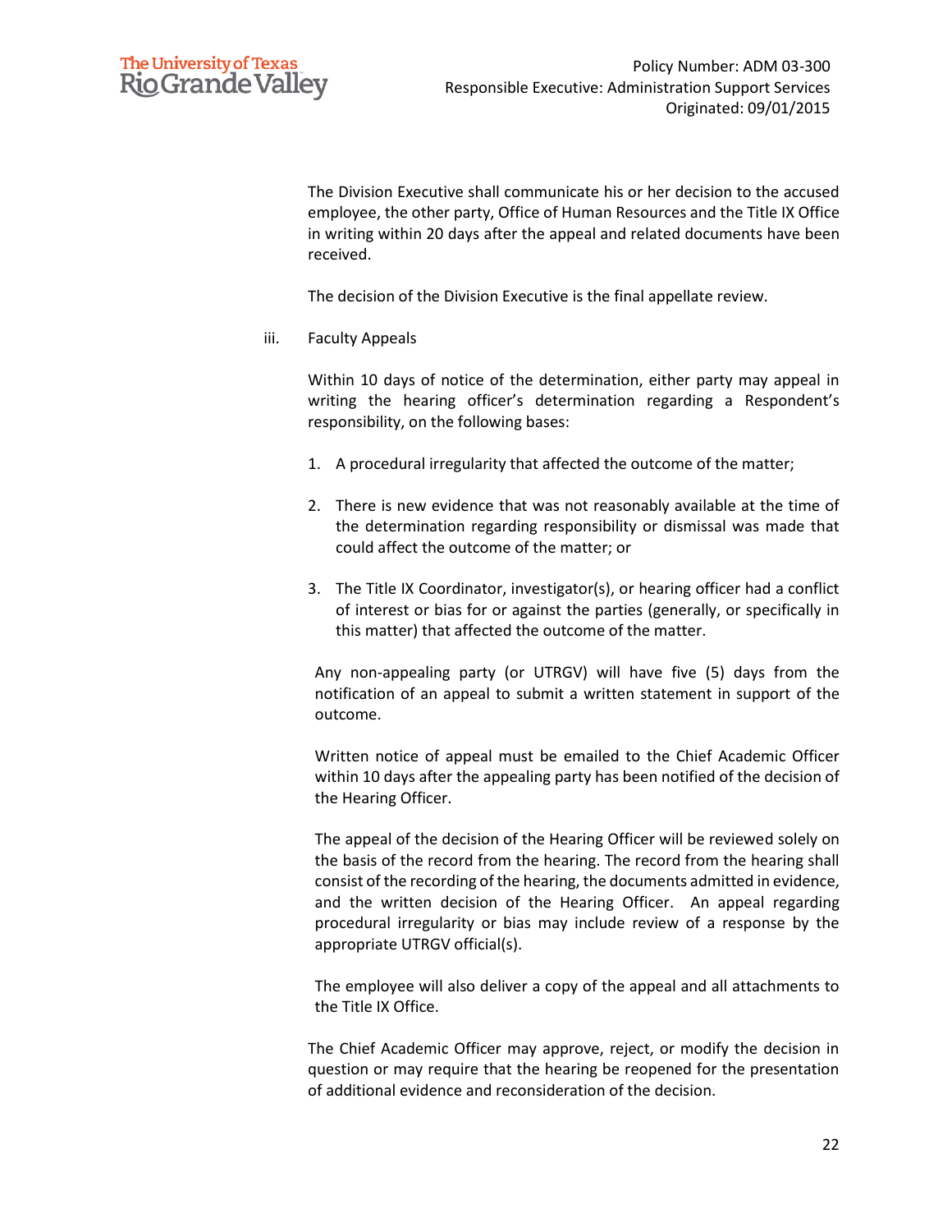The Division Executive shall communicate his or her decision to the accused employee, the other party, Office of Human Resources and the Title IX Office in writing within 20 days after the appeal and related documents have been received.

The decision of the Division Executive is the final appellate review.

iii. Faculty Appeals

Within 10 days of notice of the determination, either party may appeal in writing the hearing officer's determination regarding a Respondent's responsibility, on the following bases:

1. A procedural irregularity that affected the outcome of the matter;
2. There is new evidence that was not reasonably available at the time of the determination regarding responsibility or dismissal was made that could affect the outcome of the matter; or
3. The Title IX Coordinator, investigator(s), or hearing officer had a conflict of interest or bias for or against the parties (generally, or specifically in this matter) that affected the outcome of the matter.

Any non-appealing party (or UTRGV) will have five (5) days from the notification of an appeal to submit a written statement in support of the outcome.

Written notice of appeal must be emailed to the Chief Academic Officer within 10 days after the appealing party has been notified of the decision of the Hearing Officer.

The appeal of the decision of the Hearing Officer will be reviewed solely on the basis of the record from the hearing. The record from the hearing shall consist of the recording of the hearing, the documents admitted in evidence, and the written decision of the Hearing Officer. An appeal regarding procedural irregularity or bias may include review of a response by the appropriate UTRGV official(s).

The employee will also deliver a copy of the appeal and all attachments to the Title IX Office.

The Chief Academic Officer may approve, reject, or modify the decision in question or may require that the hearing be reopened for the presentation of additional evidence and reconsideration of the decision.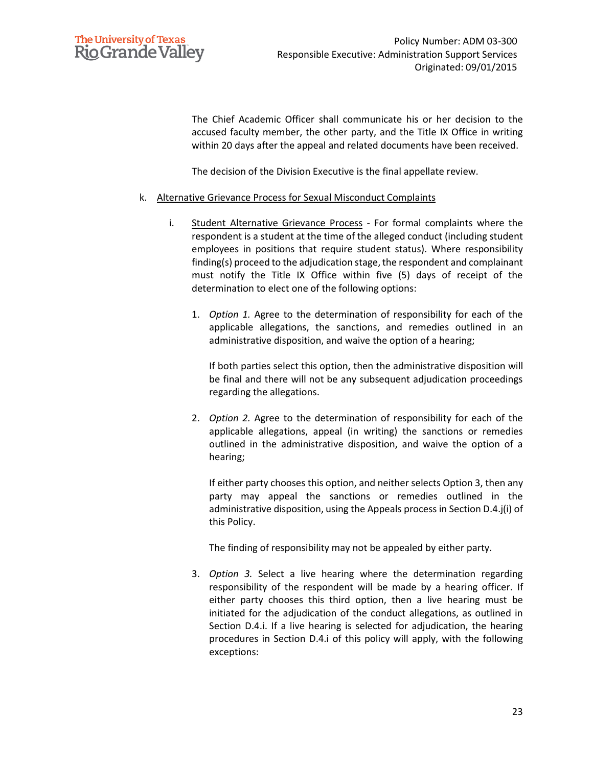The Chief Academic Officer shall communicate his or her decision to the accused faculty member, the other party, and the Title IX Office in writing within 20 days after the appeal and related documents have been received.

The decision of the Division Executive is the final appellate review.

k. Alternative Grievance Process for Sexual Misconduct Complaints

   i. Student Alternative Grievance Process - For formal complaints where the respondent is a student at the time of the alleged conduct (including student employees in positions that require student status). Where responsibility finding(s) proceed to the adjudication stage, the respondent and complainant must notify the Title IX Office within five (5) days of receipt of the determination to elect one of the following options:

      1. *Option 1.* Agree to the determination of responsibility for each of the applicable allegations, the sanctions, and remedies outlined in an administrative disposition, and waive the option of a hearing;

         If both parties select this option, then the administrative disposition will be final and there will not be any subsequent adjudication proceedings regarding the allegations.

      2. *Option 2.* Agree to the determination of responsibility for each of the applicable allegations, appeal (in writing) the sanctions or remedies outlined in the administrative disposition, and waive the option of a hearing;

         If either party chooses this option, and neither selects Option 3, then any party may appeal the sanctions or remedies outlined in the administrative disposition, using the Appeals process in Section D.4.j(i) of this Policy.

         The finding of responsibility may not be appealed by either party.

      3. *Option 3.* Select a live hearing where the determination regarding responsibility of the respondent will be made by a hearing officer. If either party chooses this third option, then a live hearing must be initiated for the adjudication of the conduct allegations, as outlined in Section D.4.i. If a live hearing is selected for adjudication, the hearing procedures in Section D.4.i of this policy will apply, with the following exceptions: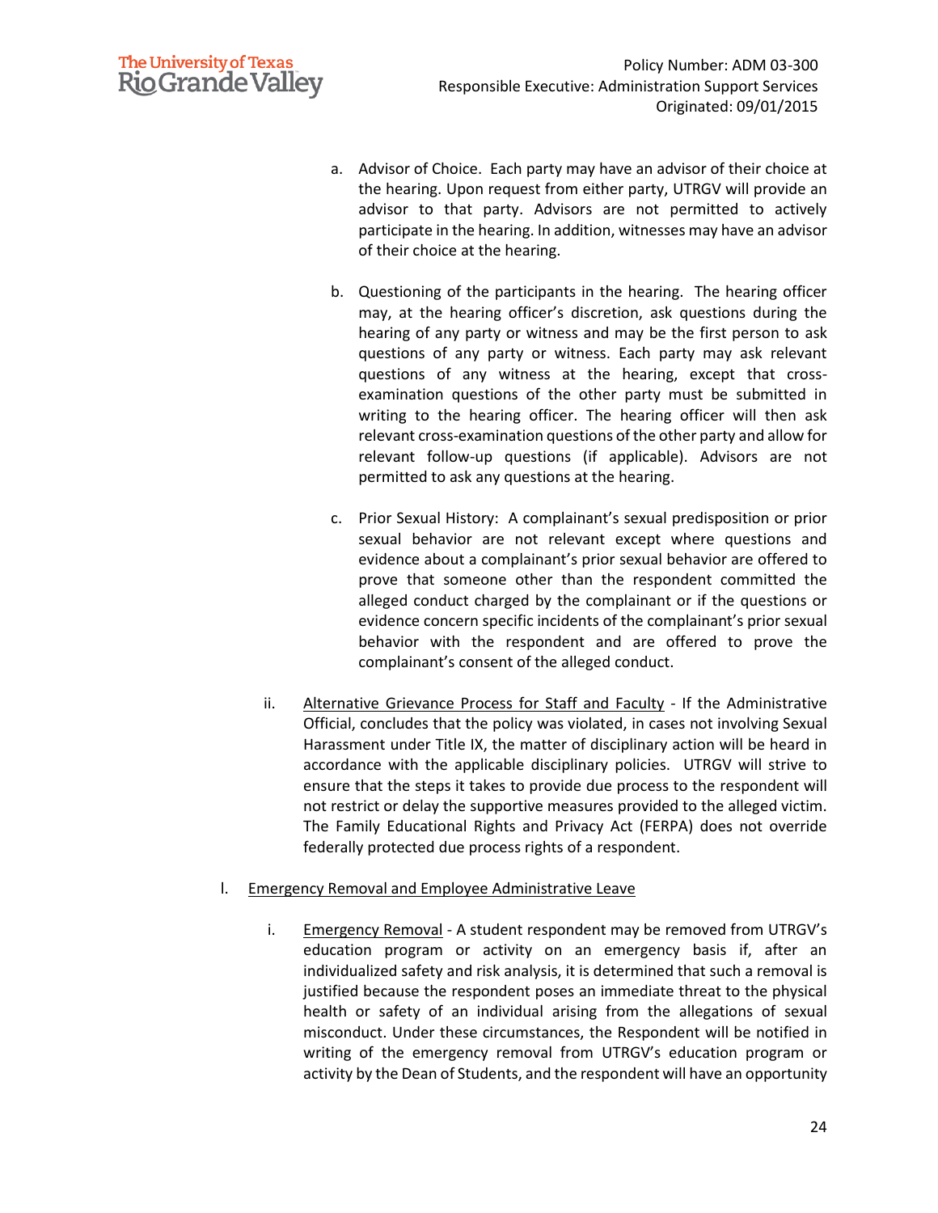a. Advisor of Choice. Each party may have an advisor of their choice at the hearing. Upon request from either party, UTRGV will provide an advisor to that party. Advisors are not permitted to actively participate in the hearing. In addition, witnesses may have an advisor of their choice at the hearing.

b. Questioning of the participants in the hearing. The hearing officer may, at the hearing officer's discretion, ask questions during the hearing of any party or witness and may be the first person to ask questions of any party or witness. Each party may ask relevant questions of any witness at the hearing, except that cross-examination questions of the other party must be submitted in writing to the hearing officer. The hearing officer will then ask relevant cross-examination questions of the other party and allow for relevant follow-up questions (if applicable). Advisors are not permitted to ask any questions at the hearing.

c. Prior Sexual History: A complainant's sexual predisposition or prior sexual behavior are not relevant except where questions and evidence about a complainant's prior sexual behavior are offered to prove that someone other than the respondent committed the alleged conduct charged by the complainant or if the questions or evidence concern specific incidents of the complainant's prior sexual behavior with the respondent and are offered to prove the complainant's consent of the alleged conduct.

ii. <u>Alternative Grievance Process for Staff and Faculty</u> - If the Administrative Official, concludes that the policy was violated, in cases not involving Sexual Harassment under Title IX, the matter of disciplinary action will be heard in accordance with the applicable disciplinary policies. UTRGV will strive to ensure that the steps it takes to provide due process to the respondent will not restrict or delay the supportive measures provided to the alleged victim. The Family Educational Rights and Privacy Act (FERPA) does not override federally protected due process rights of a respondent.

l. <u>Emergency Removal and Employee Administrative Leave</u>

i. <u>Emergency Removal</u> - A student respondent may be removed from UTRGV's education program or activity on an emergency basis if, after an individualized safety and risk analysis, it is determined that such a removal is justified because the respondent poses an immediate threat to the physical health or safety of an individual arising from the allegations of sexual misconduct. Under these circumstances, the Respondent will be notified in writing of the emergency removal from UTRGV's education program or activity by the Dean of Students, and the respondent will have an opportunity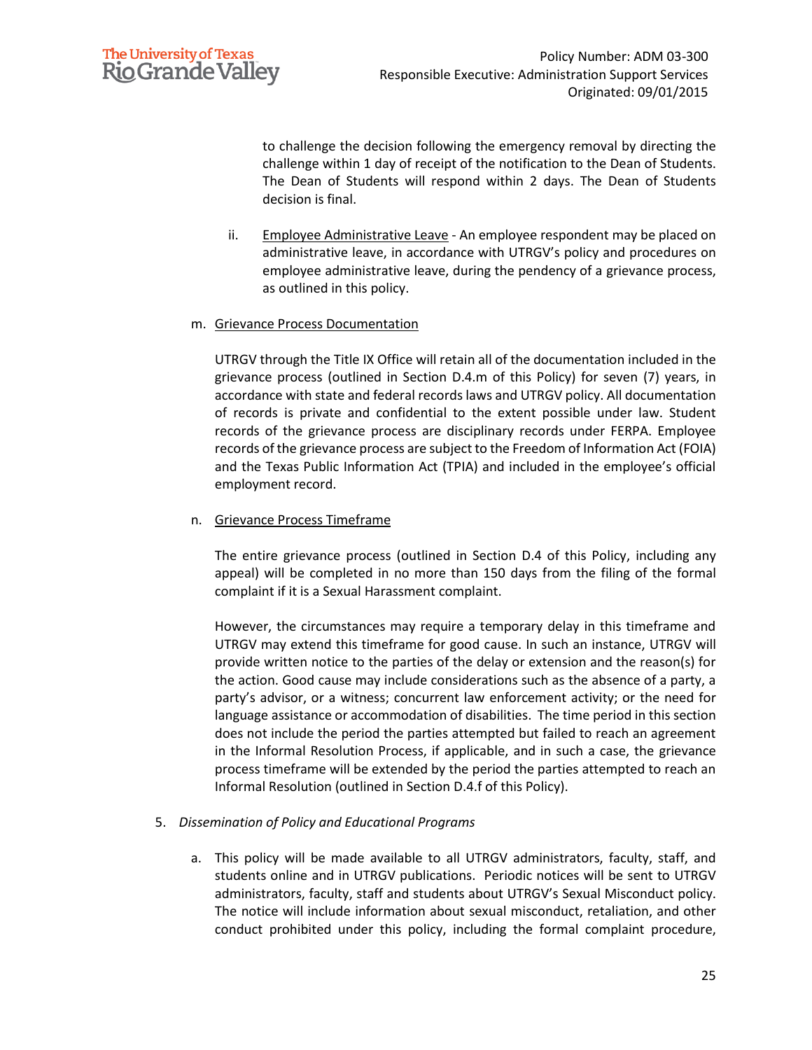to challenge the decision following the emergency removal by directing the challenge within 1 day of receipt of the notification to the Dean of Students. The Dean of Students will respond within 2 days. The Dean of Students decision is final.

ii. <u>Employee Administrative Leave</u> - An employee respondent may be placed on administrative leave, in accordance with UTRGV's policy and procedures on employee administrative leave, during the pendency of a grievance process, as outlined in this policy.

m. <u>Grievance Process Documentation</u>

UTRGV through the Title IX Office will retain all of the documentation included in the grievance process (outlined in Section D.4.m of this Policy) for seven (7) years, in accordance with state and federal records laws and UTRGV policy. All documentation of records is private and confidential to the extent possible under law. Student records of the grievance process are disciplinary records under FERPA. Employee records of the grievance process are subject to the Freedom of Information Act (FOIA) and the Texas Public Information Act (TPIA) and included in the employee's official employment record.

n. <u>Grievance Process Timeframe</u>

The entire grievance process (outlined in Section D.4 of this Policy, including any appeal) will be completed in no more than 150 days from the filing of the formal complaint if it is a Sexual Harassment complaint.

However, the circumstances may require a temporary delay in this timeframe and UTRGV may extend this timeframe for good cause. In such an instance, UTRGV will provide written notice to the parties of the delay or extension and the reason(s) for the action. Good cause may include considerations such as the absence of a party, a party's advisor, or a witness; concurrent law enforcement activity; or the need for language assistance or accommodation of disabilities. The time period in this section does not include the period the parties attempted but failed to reach an agreement in the Informal Resolution Process, if applicable, and in such a case, the grievance process timeframe will be extended by the period the parties attempted to reach an Informal Resolution (outlined in Section D.4.f of this Policy).

5. *Dissemination of Policy and Educational Programs*

a. This policy will be made available to all UTRGV administrators, faculty, staff, and students online and in UTRGV publications. Periodic notices will be sent to UTRGV administrators, faculty, staff and students about UTRGV's Sexual Misconduct policy. The notice will include information about sexual misconduct, retaliation, and other conduct prohibited under this policy, including the formal complaint procedure,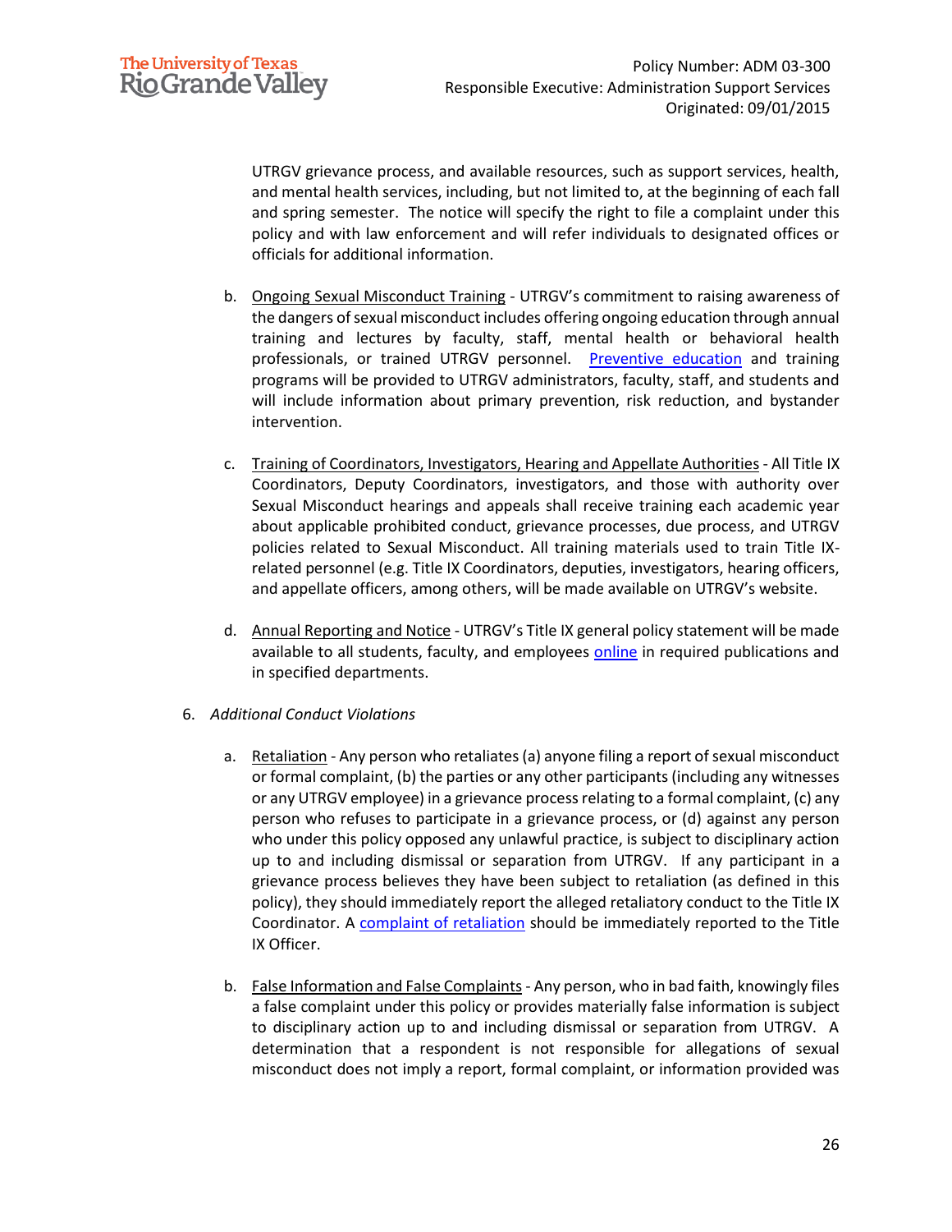UTRGV grievance process, and available resources, such as support services, health, and mental health services, including, but not limited to, at the beginning of each fall and spring semester. The notice will specify the right to file a complaint under this policy and with law enforcement and will refer individuals to designated offices or officials for additional information.

b. Ongoing Sexual Misconduct Training - UTRGV's commitment to raising awareness of the dangers of sexual misconduct includes offering ongoing education through annual training and lectures by faculty, staff, mental health or behavioral health professionals, or trained UTRGV personnel. Preventive education and training programs will be provided to UTRGV administrators, faculty, staff, and students and will include information about primary prevention, risk reduction, and bystander intervention.

c. Training of Coordinators, Investigators, Hearing and Appellate Authorities - All Title IX Coordinators, Deputy Coordinators, investigators, and those with authority over Sexual Misconduct hearings and appeals shall receive training each academic year about applicable prohibited conduct, grievance processes, due process, and UTRGV policies related to Sexual Misconduct. All training materials used to train Title IX-related personnel (e.g. Title IX Coordinators, deputies, investigators, hearing officers, and appellate officers, among others, will be made available on UTRGV's website.

d. Annual Reporting and Notice - UTRGV's Title IX general policy statement will be made available to all students, faculty, and employees online in required publications and in specified departments.

6. *Additional Conduct Violations*

   a. Retaliation - Any person who retaliates (a) anyone filing a report of sexual misconduct or formal complaint, (b) the parties or any other participants (including any witnesses or any UTRGV employee) in a grievance process relating to a formal complaint, (c) any person who refuses to participate in a grievance process, or (d) against any person who under this policy opposed any unlawful practice, is subject to disciplinary action up to and including dismissal or separation from UTRGV. If any participant in a grievance process believes they have been subject to retaliation (as defined in this policy), they should immediately report the alleged retaliatory conduct to the Title IX Coordinator. A complaint of retaliation should be immediately reported to the Title IX Officer.

   b. False Information and False Complaints - Any person, who in bad faith, knowingly files a false complaint under this policy or provides materially false information is subject to disciplinary action up to and including dismissal or separation from UTRGV. A determination that a respondent is not responsible for allegations of sexual misconduct does not imply a report, formal complaint, or information provided was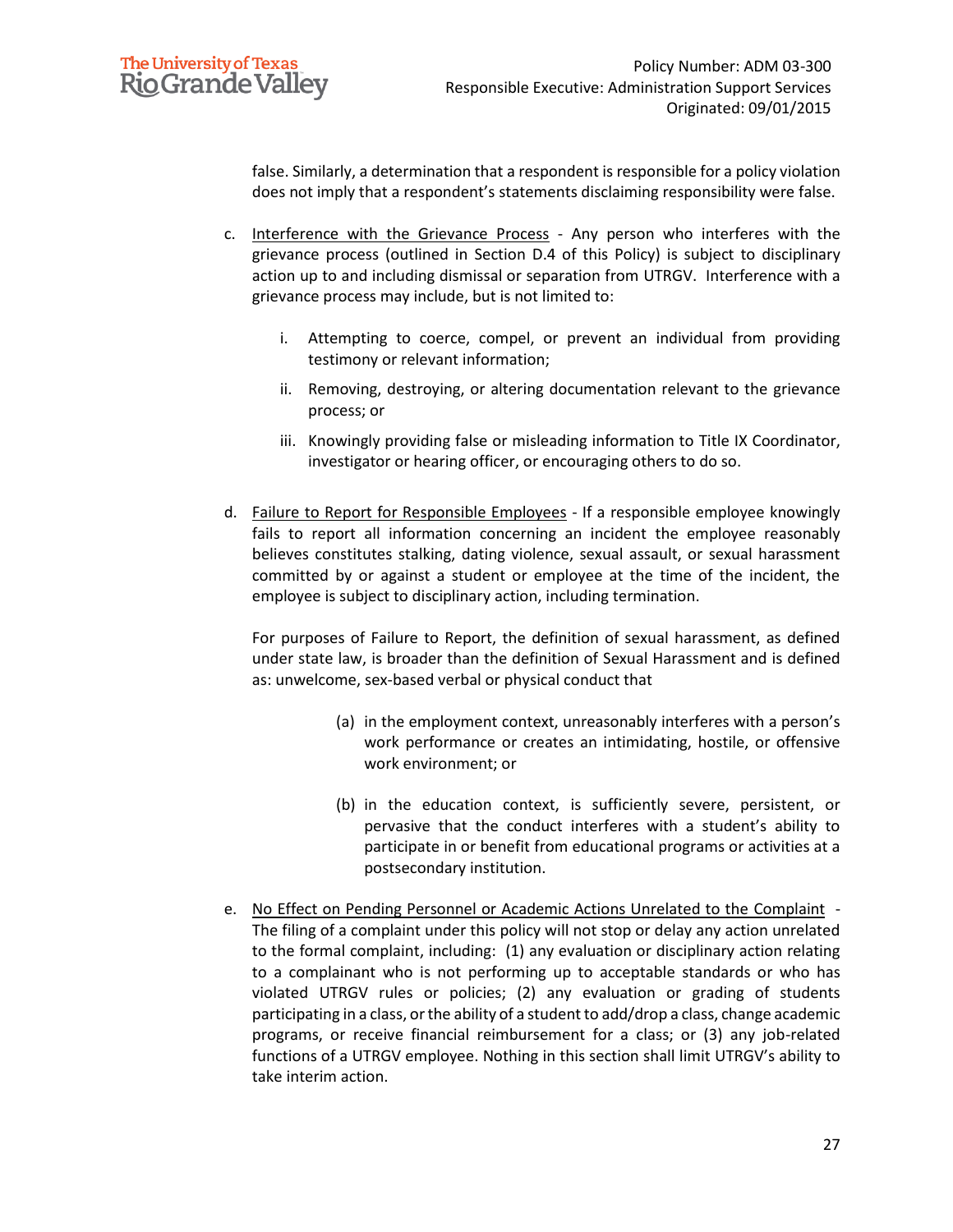false. Similarly, a determination that a respondent is responsible for a policy violation does not imply that a respondent's statements disclaiming responsibility were false.

c. Interference with the Grievance Process - Any person who interferes with the grievance process (outlined in Section D.4 of this Policy) is subject to disciplinary action up to and including dismissal or separation from UTRGV. Interference with a grievance process may include, but is not limited to:

   i. Attempting to coerce, compel, or prevent an individual from providing testimony or relevant information;

   ii. Removing, destroying, or altering documentation relevant to the grievance process; or

   iii. Knowingly providing false or misleading information to Title IX Coordinator, investigator or hearing officer, or encouraging others to do so.

d. Failure to Report for Responsible Employees - If a responsible employee knowingly fails to report all information concerning an incident the employee reasonably believes constitutes stalking, dating violence, sexual assault, or sexual harassment committed by or against a student or employee at the time of the incident, the employee is subject to disciplinary action, including termination.

   For purposes of Failure to Report, the definition of sexual harassment, as defined under state law, is broader than the definition of Sexual Harassment and is defined as: unwelcome, sex-based verbal or physical conduct that

   (a) in the employment context, unreasonably interferes with a person's work performance or creates an intimidating, hostile, or offensive work environment; or

   (b) in the education context, is sufficiently severe, persistent, or pervasive that the conduct interferes with a student's ability to participate in or benefit from educational programs or activities at a postsecondary institution.

e. No Effect on Pending Personnel or Academic Actions Unrelated to the Complaint - The filing of a complaint under this policy will not stop or delay any action unrelated to the formal complaint, including: (1) any evaluation or disciplinary action relating to a complainant who is not performing up to acceptable standards or who has violated UTRGV rules or policies; (2) any evaluation or grading of students participating in a class, or the ability of a student to add/drop a class, change academic programs, or receive financial reimbursement for a class; or (3) any job-related functions of a UTRGV employee. Nothing in this section shall limit UTRGV's ability to take interim action.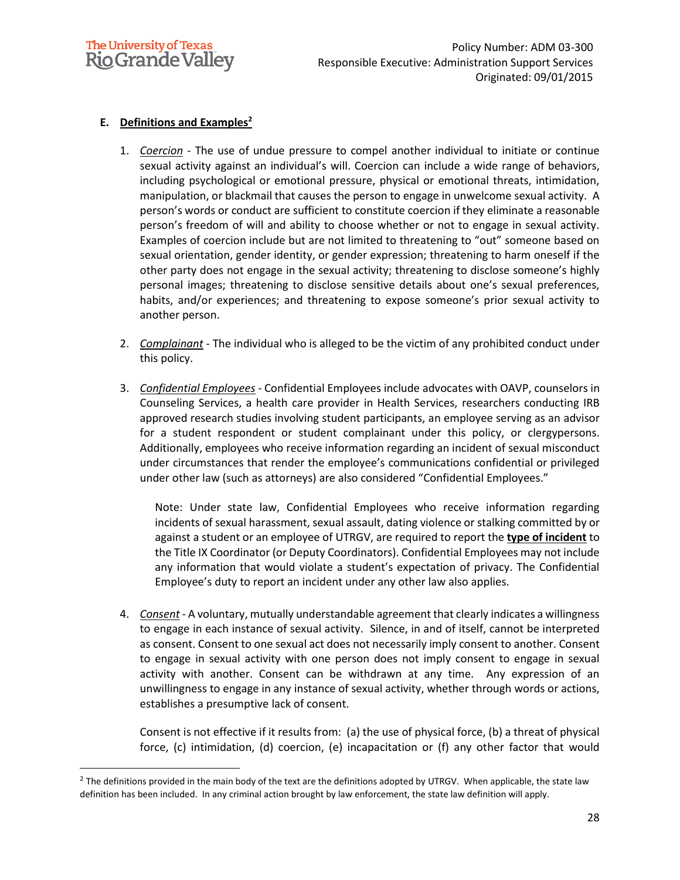## E. Definitions and Examples[2]

1. *Coercion* - The use of undue pressure to compel another individual to initiate or continue sexual activity against an individual's will. Coercion can include a wide range of behaviors, including psychological or emotional pressure, physical or emotional threats, intimidation, manipulation, or blackmail that causes the person to engage in unwelcome sexual activity. A person's words or conduct are sufficient to constitute coercion if they eliminate a reasonable person's freedom of will and ability to choose whether or not to engage in sexual activity. Examples of coercion include but are not limited to threatening to "out" someone based on sexual orientation, gender identity, or gender expression; threatening to harm oneself if the other party does not engage in the sexual activity; threatening to disclose someone's highly personal images; threatening to disclose sensitive details about one's sexual preferences, habits, and/or experiences; and threatening to expose someone's prior sexual activity to another person.

2. *Complainant* - The individual who is alleged to be the victim of any prohibited conduct under this policy.

3. *Confidential Employees* - Confidential Employees include advocates with OAVP, counselors in Counseling Services, a health care provider in Health Services, researchers conducting IRB approved research studies involving student participants, an employee serving as an advisor for a student respondent or student complainant under this policy, or clergypersons. Additionally, employees who receive information regarding an incident of sexual misconduct under circumstances that render the employee's communications confidential or privileged under other law (such as attorneys) are also considered "Confidential Employees."

   Note: Under state law, Confidential Employees who receive information regarding incidents of sexual harassment, sexual assault, dating violence or stalking committed by or against a student or an employee of UTRGV, are required to report the **type of incident** to the Title IX Coordinator (or Deputy Coordinators). Confidential Employees may not include any information that would violate a student's expectation of privacy. The Confidential Employee's duty to report an incident under any other law also applies.

4. *Consent* - A voluntary, mutually understandable agreement that clearly indicates a willingness to engage in each instance of sexual activity. Silence, in and of itself, cannot be interpreted as consent. Consent to one sexual act does not necessarily imply consent to another. Consent to engage in sexual activity with one person does not imply consent to engage in sexual activity with another. Consent can be withdrawn at any time. Any expression of an unwillingness to engage in any instance of sexual activity, whether through words or actions, establishes a presumptive lack of consent.

   Consent is not effective if it results from: (a) the use of physical force, (b) a threat of physical force, (c) intimidation, (d) coercion, (e) incapacitation or (f) any other factor that would

[2] The definitions provided in the main body of the text are the definitions adopted by UTRGV. When applicable, the state law definition has been included. In any criminal action brought by law enforcement, the state law definition will apply.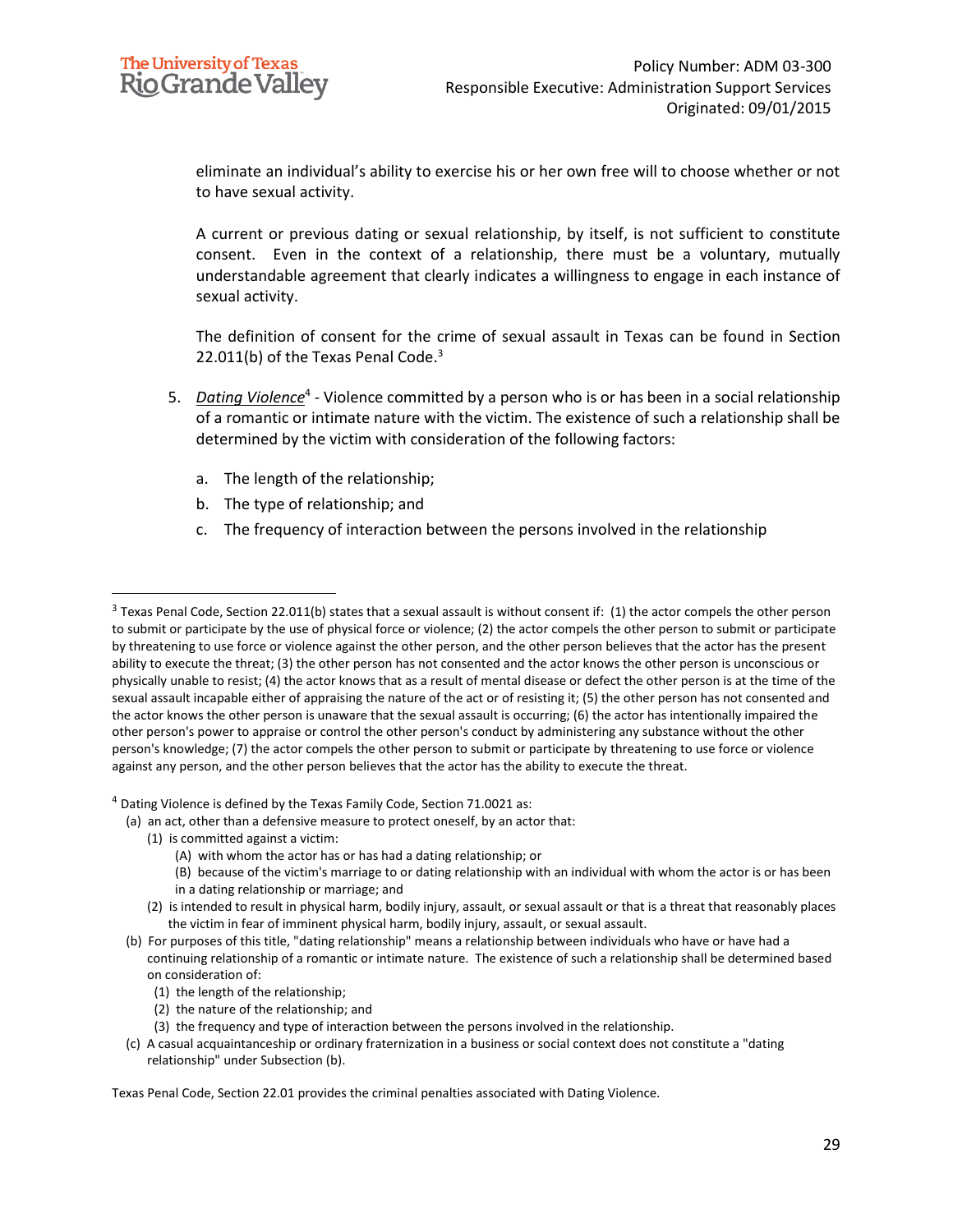eliminate an individual's ability to exercise his or her own free will to choose whether or not to have sexual activity.

A current or previous dating or sexual relationship, by itself, is not sufficient to constitute consent. Even in the context of a relationship, there must be a voluntary, mutually understandable agreement that clearly indicates a willingness to engage in each instance of sexual activity.

The definition of consent for the crime of sexual assault in Texas can be found in Section 22.011(b) of the Texas Penal Code.[3]

5. *Dating Violence*[4] - Violence committed by a person who is or has been in a social relationship of a romantic or intimate nature with the victim. The existence of such a relationship shall be determined by the victim with consideration of the following factors:

   a. The length of the relationship;

   b. The type of relationship; and

   c. The frequency of interaction between the persons involved in the relationship

---

[3] Texas Penal Code, Section 22.011(b) states that a sexual assault is without consent if: (1) the actor compels the other person to submit or participate by the use of physical force or violence; (2) the actor compels the other person to submit or participate by threatening to use force or violence against the other person, and the other person believes that the actor has the present ability to execute the threat; (3) the other person has not consented and the actor knows the other person is unconscious or physically unable to resist; (4) the actor knows that as a result of mental disease or defect the other person is at the time of the sexual assault incapable either of appraising the nature of the act or of resisting it; (5) the other person has not consented and the actor knows the other person is unaware that the sexual assault is occurring; (6) the actor has intentionally impaired the other person's power to appraise or control the other person's conduct by administering any substance without the other person's knowledge; (7) the actor compels the other person to submit or participate by threatening to use force or violence against any person, and the other person believes that the actor has the ability to execute the threat.

[4] Dating Violence is defined by the Texas Family Code, Section 71.0021 as:

(a) an act, other than a defensive measure to protect oneself, by an actor that:
   (1) is committed against a victim:
      (A) with whom the actor has or has had a dating relationship; or
      (B) because of the victim's marriage to or dating relationship with an individual with whom the actor is or has been in a dating relationship or marriage; and
   (2) is intended to result in physical harm, bodily injury, assault, or sexual assault or that is a threat that reasonably places the victim in fear of imminent physical harm, bodily injury, assault, or sexual assault.

(b) For purposes of this title, "dating relationship" means a relationship between individuals who have or have had a continuing relationship of a romantic or intimate nature. The existence of such a relationship shall be determined based on consideration of:
   (1) the length of the relationship;
   (2) the nature of the relationship; and
   (3) the frequency and type of interaction between the persons involved in the relationship.

(c) A casual acquaintanceship or ordinary fraternization in a business or social context does not constitute a "dating relationship" under Subsection (b).

Texas Penal Code, Section 22.01 provides the criminal penalties associated with Dating Violence.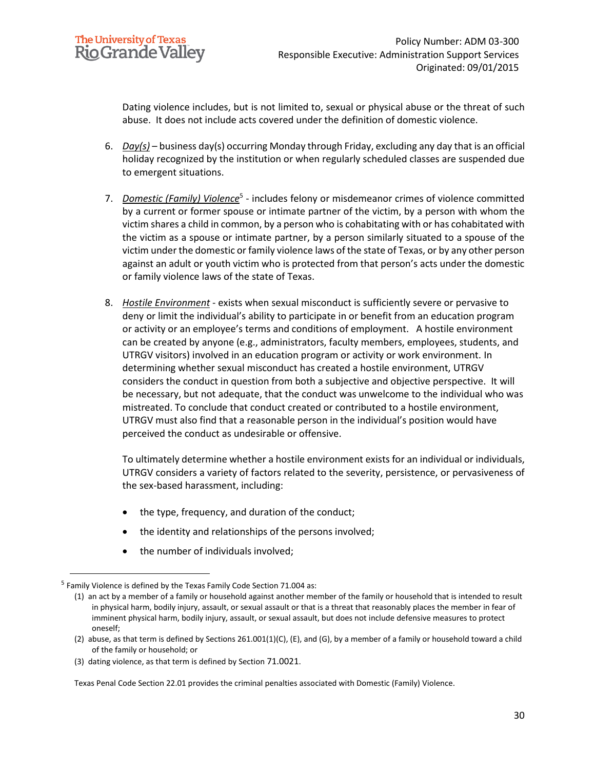Dating violence includes, but is not limited to, sexual or physical abuse or the threat of such abuse. It does not include acts covered under the definition of domestic violence.

6. *Day(s)* – business day(s) occurring Monday through Friday, excluding any day that is an official holiday recognized by the institution or when regularly scheduled classes are suspended due to emergent situations.

7. *Domestic (Family) Violence*[5] - includes felony or misdemeanor crimes of violence committed by a current or former spouse or intimate partner of the victim, by a person with whom the victim shares a child in common, by a person who is cohabitating with or has cohabitated with the victim as a spouse or intimate partner, by a person similarly situated to a spouse of the victim under the domestic or family violence laws of the state of Texas, or by any other person against an adult or youth victim who is protected from that person's acts under the domestic or family violence laws of the state of Texas.

8. *Hostile Environment* - exists when sexual misconduct is sufficiently severe or pervasive to deny or limit the individual's ability to participate in or benefit from an education program or activity or an employee's terms and conditions of employment. A hostile environment can be created by anyone (e.g., administrators, faculty members, employees, students, and UTRGV visitors) involved in an education program or activity or work environment. In determining whether sexual misconduct has created a hostile environment, UTRGV considers the conduct in question from both a subjective and objective perspective. It will be necessary, but not adequate, that the conduct was unwelcome to the individual who was mistreated. To conclude that conduct created or contributed to a hostile environment, UTRGV must also find that a reasonable person in the individual's position would have perceived the conduct as undesirable or offensive.

   To ultimately determine whether a hostile environment exists for an individual or individuals, UTRGV considers a variety of factors related to the severity, persistence, or pervasiveness of the sex-based harassment, including:

   - the type, frequency, and duration of the conduct;
   - the identity and relationships of the persons involved;
   - the number of individuals involved;

---

[5] Family Violence is defined by the Texas Family Code Section 71.004 as:

(1) an act by a member of a family or household against another member of the family or household that is intended to result in physical harm, bodily injury, assault, or sexual assault or that is a threat that reasonably places the member in fear of imminent physical harm, bodily injury, assault, or sexual assault, but does not include defensive measures to protect oneself;

(2) abuse, as that term is defined by Sections 261.001(1)(C), (E), and (G), by a member of a family or household toward a child of the family or household; or

(3) dating violence, as that term is defined by Section 71.0021.

Texas Penal Code Section 22.01 provides the criminal penalties associated with Domestic (Family) Violence.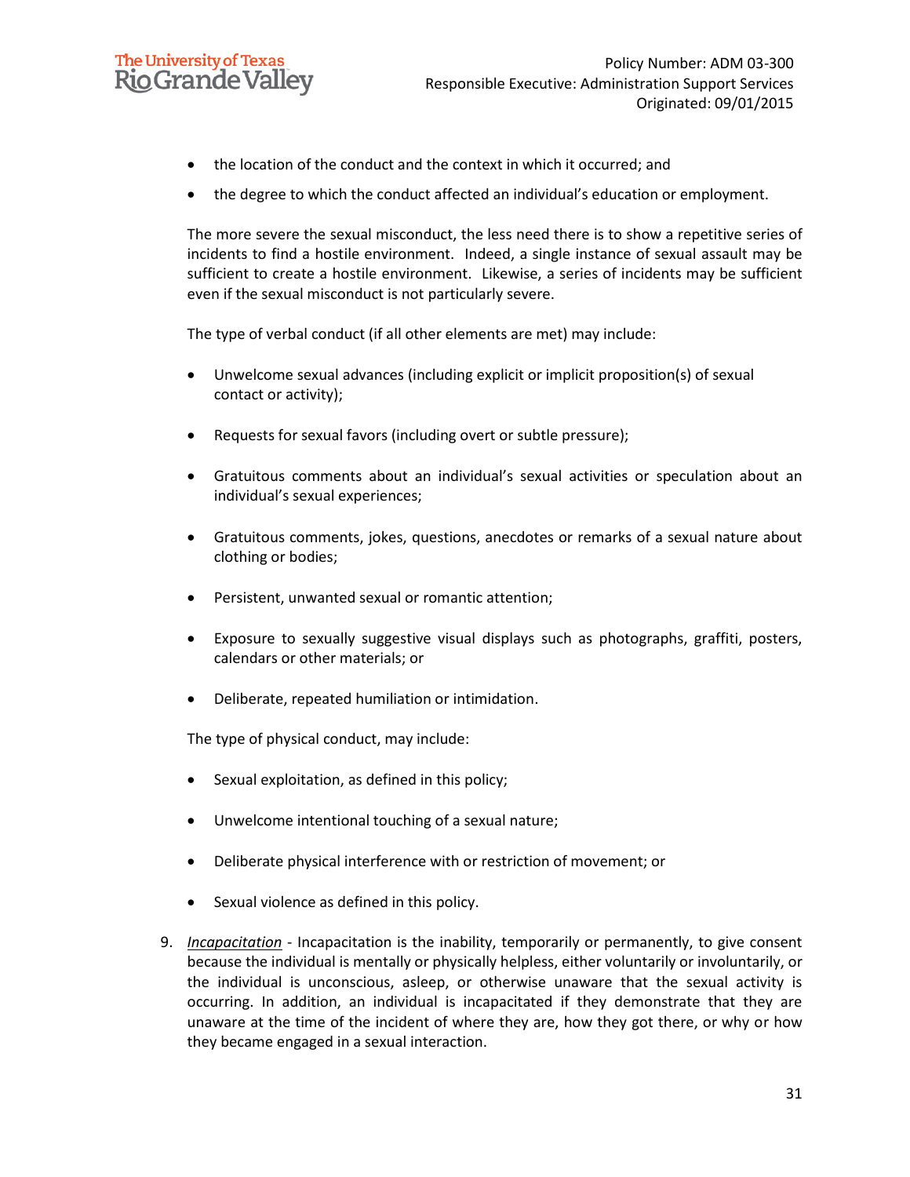- the location of the conduct and the context in which it occurred; and
- the degree to which the conduct affected an individual's education or employment.

The more severe the sexual misconduct, the less need there is to show a repetitive series of incidents to find a hostile environment. Indeed, a single instance of sexual assault may be sufficient to create a hostile environment. Likewise, a series of incidents may be sufficient even if the sexual misconduct is not particularly severe.

The type of verbal conduct (if all other elements are met) may include:

- Unwelcome sexual advances (including explicit or implicit proposition(s) of sexual contact or activity);
- Requests for sexual favors (including overt or subtle pressure);
- Gratuitous comments about an individual's sexual activities or speculation about an individual's sexual experiences;
- Gratuitous comments, jokes, questions, anecdotes or remarks of a sexual nature about clothing or bodies;
- Persistent, unwanted sexual or romantic attention;
- Exposure to sexually suggestive visual displays such as photographs, graffiti, posters, calendars or other materials; or
- Deliberate, repeated humiliation or intimidation.

The type of physical conduct, may include:

- Sexual exploitation, as defined in this policy;
- Unwelcome intentional touching of a sexual nature;
- Deliberate physical interference with or restriction of movement; or
- Sexual violence as defined in this policy.

9. *Incapacitation* - Incapacitation is the inability, temporarily or permanently, to give consent because the individual is mentally or physically helpless, either voluntarily or involuntarily, or the individual is unconscious, asleep, or otherwise unaware that the sexual activity is occurring. In addition, an individual is incapacitated if they demonstrate that they are unaware at the time of the incident of where they are, how they got there, or why or how they became engaged in a sexual interaction.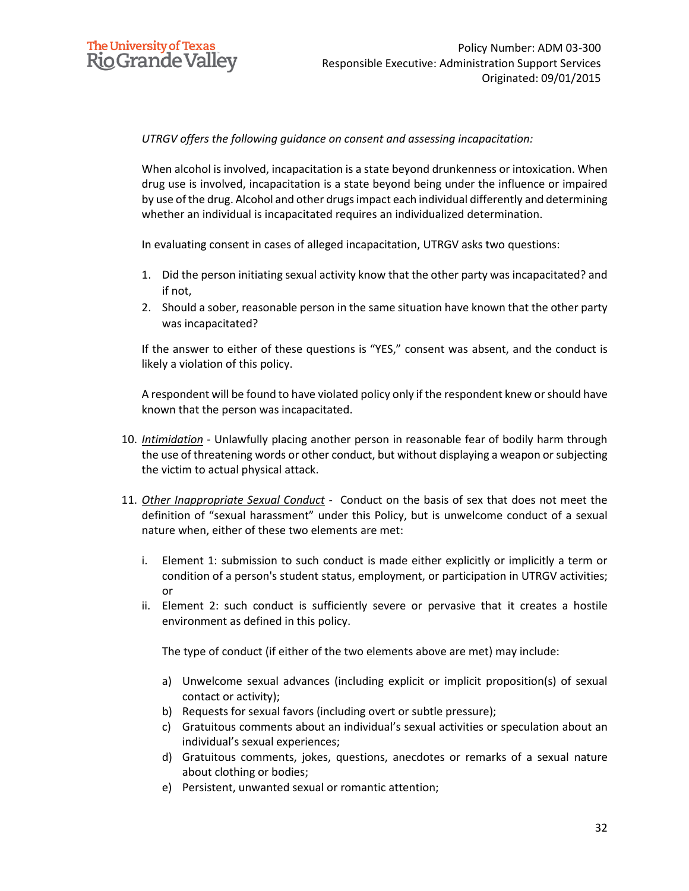*UTRGV offers the following guidance on consent and assessing incapacitation:*

When alcohol is involved, incapacitation is a state beyond drunkenness or intoxication. When drug use is involved, incapacitation is a state beyond being under the influence or impaired by use of the drug. Alcohol and other drugs impact each individual differently and determining whether an individual is incapacitated requires an individualized determination.

In evaluating consent in cases of alleged incapacitation, UTRGV asks two questions:

1. Did the person initiating sexual activity know that the other party was incapacitated? and if not,
2. Should a sober, reasonable person in the same situation have known that the other party was incapacitated?

If the answer to either of these questions is "YES," consent was absent, and the conduct is likely a violation of this policy.

A respondent will be found to have violated policy only if the respondent knew or should have known that the person was incapacitated.

10. *Intimidation* - Unlawfully placing another person in reasonable fear of bodily harm through the use of threatening words or other conduct, but without displaying a weapon or subjecting the victim to actual physical attack.

11. *Other Inappropriate Sexual Conduct* - Conduct on the basis of sex that does not meet the definition of "sexual harassment" under this Policy, but is unwelcome conduct of a sexual nature when, either of these two elements are met:

    i. Element 1: submission to such conduct is made either explicitly or implicitly a term or condition of a person's student status, employment, or participation in UTRGV activities; or
    ii. Element 2: such conduct is sufficiently severe or pervasive that it creates a hostile environment as defined in this policy.

    The type of conduct (if either of the two elements above are met) may include:

    a) Unwelcome sexual advances (including explicit or implicit proposition(s) of sexual contact or activity);
    b) Requests for sexual favors (including overt or subtle pressure);
    c) Gratuitous comments about an individual's sexual activities or speculation about an individual's sexual experiences;
    d) Gratuitous comments, jokes, questions, anecdotes or remarks of a sexual nature about clothing or bodies;
    e) Persistent, unwanted sexual or romantic attention;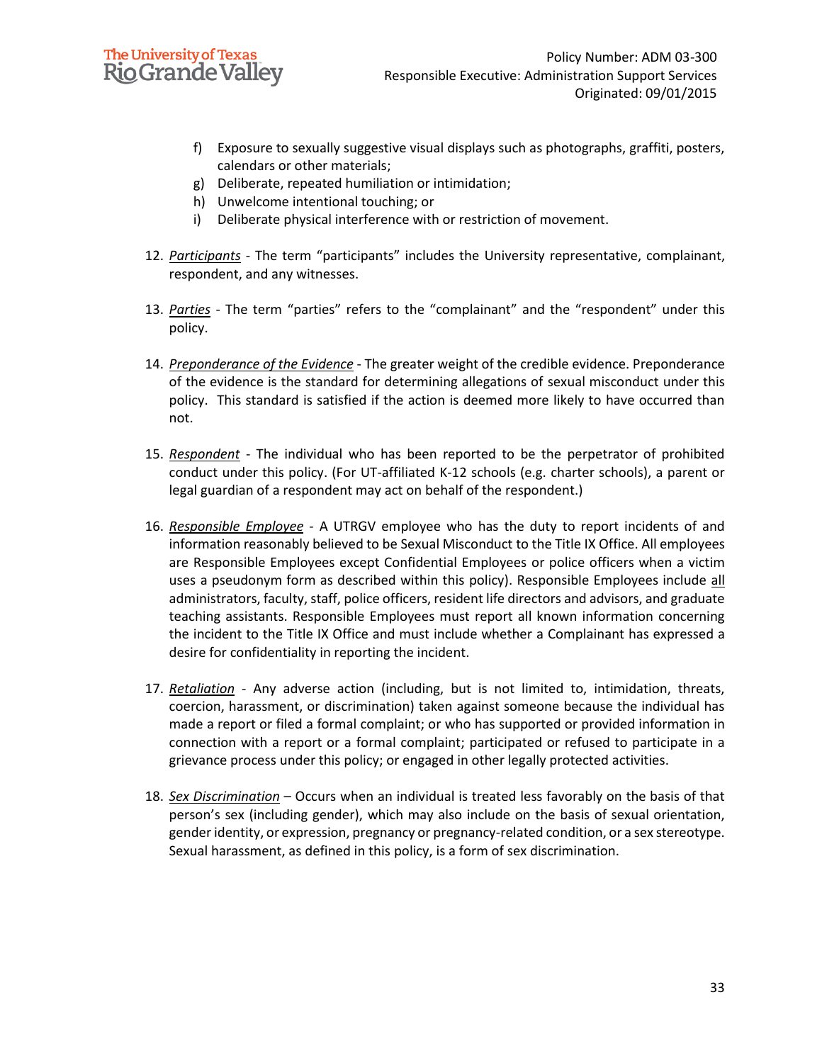f) Exposure to sexually suggestive visual displays such as photographs, graffiti, posters, calendars or other materials;
g) Deliberate, repeated humiliation or intimidation;
h) Unwelcome intentional touching; or
i) Deliberate physical interference with or restriction of movement.

12. *Participants* - The term "participants" includes the University representative, complainant, respondent, and any witnesses.

13. *Parties* - The term "parties" refers to the "complainant" and the "respondent" under this policy.

14. *Preponderance of the Evidence* - The greater weight of the credible evidence. Preponderance of the evidence is the standard for determining allegations of sexual misconduct under this policy. This standard is satisfied if the action is deemed more likely to have occurred than not.

15. *Respondent* - The individual who has been reported to be the perpetrator of prohibited conduct under this policy. (For UT-affiliated K-12 schools (e.g. charter schools), a parent or legal guardian of a respondent may act on behalf of the respondent.)

16. *Responsible Employee* - A UTRGV employee who has the duty to report incidents of and information reasonably believed to be Sexual Misconduct to the Title IX Office. All employees are Responsible Employees except Confidential Employees or police officers when a victim uses a pseudonym form as described within this policy). Responsible Employees include all administrators, faculty, staff, police officers, resident life directors and advisors, and graduate teaching assistants. Responsible Employees must report all known information concerning the incident to the Title IX Office and must include whether a Complainant has expressed a desire for confidentiality in reporting the incident.

17. *Retaliation* - Any adverse action (including, but is not limited to, intimidation, threats, coercion, harassment, or discrimination) taken against someone because the individual has made a report or filed a formal complaint; or who has supported or provided information in connection with a report or a formal complaint; participated or refused to participate in a grievance process under this policy; or engaged in other legally protected activities.

18. *Sex Discrimination* – Occurs when an individual is treated less favorably on the basis of that person's sex (including gender), which may also include on the basis of sexual orientation, gender identity, or expression, pregnancy or pregnancy-related condition, or a sex stereotype. Sexual harassment, as defined in this policy, is a form of sex discrimination.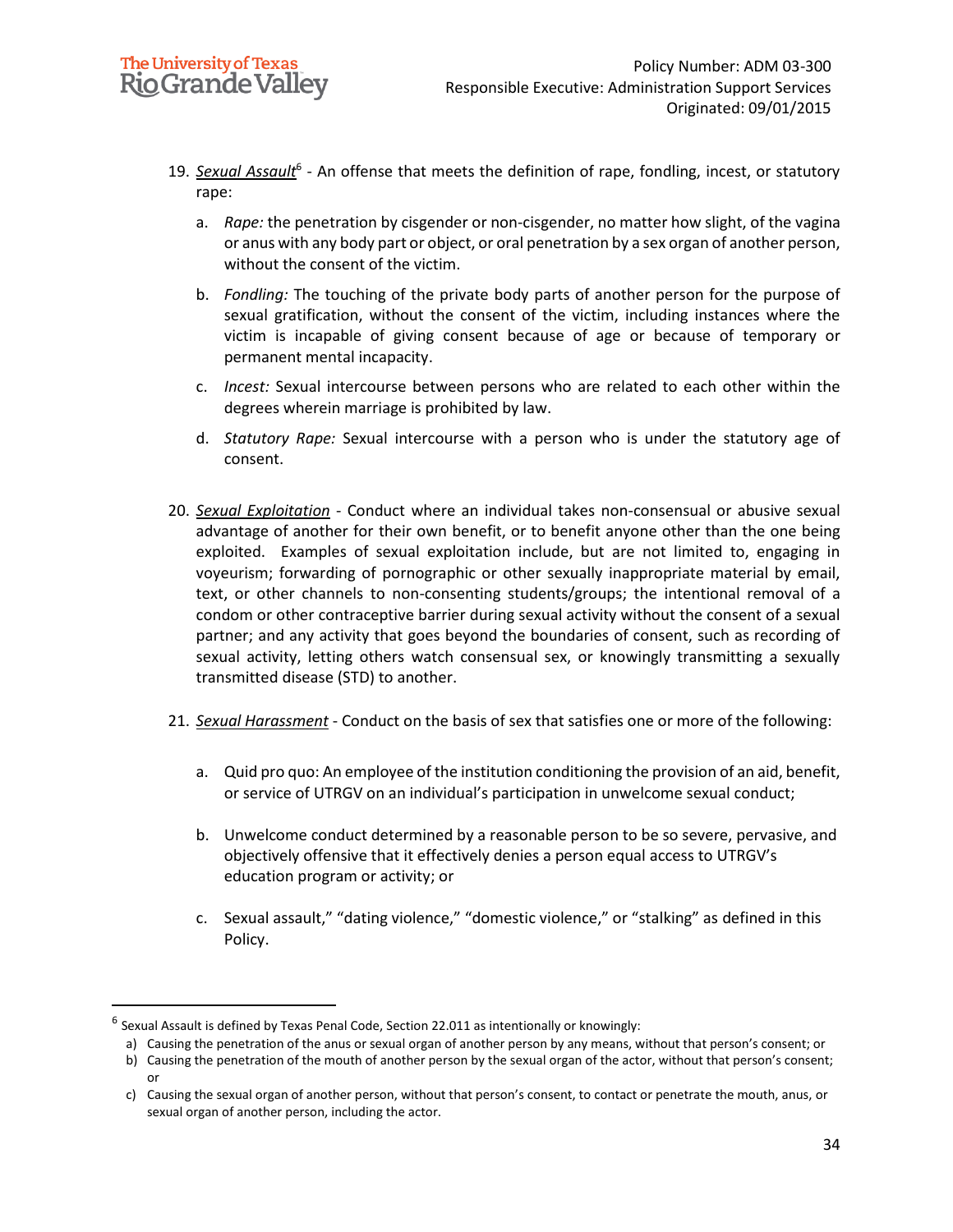19. ***Sexual Assault***[6] - An offense that meets the definition of rape, fondling, incest, or statutory rape:

    a. *Rape:* the penetration by cisgender or non-cisgender, no matter how slight, of the vagina or anus with any body part or object, or oral penetration by a sex organ of another person, without the consent of the victim.

    b. *Fondling:* The touching of the private body parts of another person for the purpose of sexual gratification, without the consent of the victim, including instances where the victim is incapable of giving consent because of age or because of temporary or permanent mental incapacity.

    c. *Incest:* Sexual intercourse between persons who are related to each other within the degrees wherein marriage is prohibited by law.

    d. *Statutory Rape:* Sexual intercourse with a person who is under the statutory age of consent.

20. ***Sexual Exploitation*** - Conduct where an individual takes non-consensual or abusive sexual advantage of another for their own benefit, or to benefit anyone other than the one being exploited. Examples of sexual exploitation include, but are not limited to, engaging in voyeurism; forwarding of pornographic or other sexually inappropriate material by email, text, or other channels to non-consenting students/groups; the intentional removal of a condom or other contraceptive barrier during sexual activity without the consent of a sexual partner; and any activity that goes beyond the boundaries of consent, such as recording of sexual activity, letting others watch consensual sex, or knowingly transmitting a sexually transmitted disease (STD) to another.

21. ***Sexual Harassment*** - Conduct on the basis of sex that satisfies one or more of the following:

    a. Quid pro quo: An employee of the institution conditioning the provision of an aid, benefit, or service of UTRGV on an individual's participation in unwelcome sexual conduct;

    b. Unwelcome conduct determined by a reasonable person to be so severe, pervasive, and objectively offensive that it effectively denies a person equal access to UTRGV's education program or activity; or

    c. Sexual assault," "dating violence," "domestic violence," or "stalking" as defined in this Policy.

---

[6] Sexual Assault is defined by Texas Penal Code, Section 22.011 as intentionally or knowingly:

a) Causing the penetration of the anus or sexual organ of another person by any means, without that person's consent; or
b) Causing the penetration of the mouth of another person by the sexual organ of the actor, without that person's consent; or
c) Causing the sexual organ of another person, without that person's consent, to contact or penetrate the mouth, anus, or sexual organ of another person, including the actor.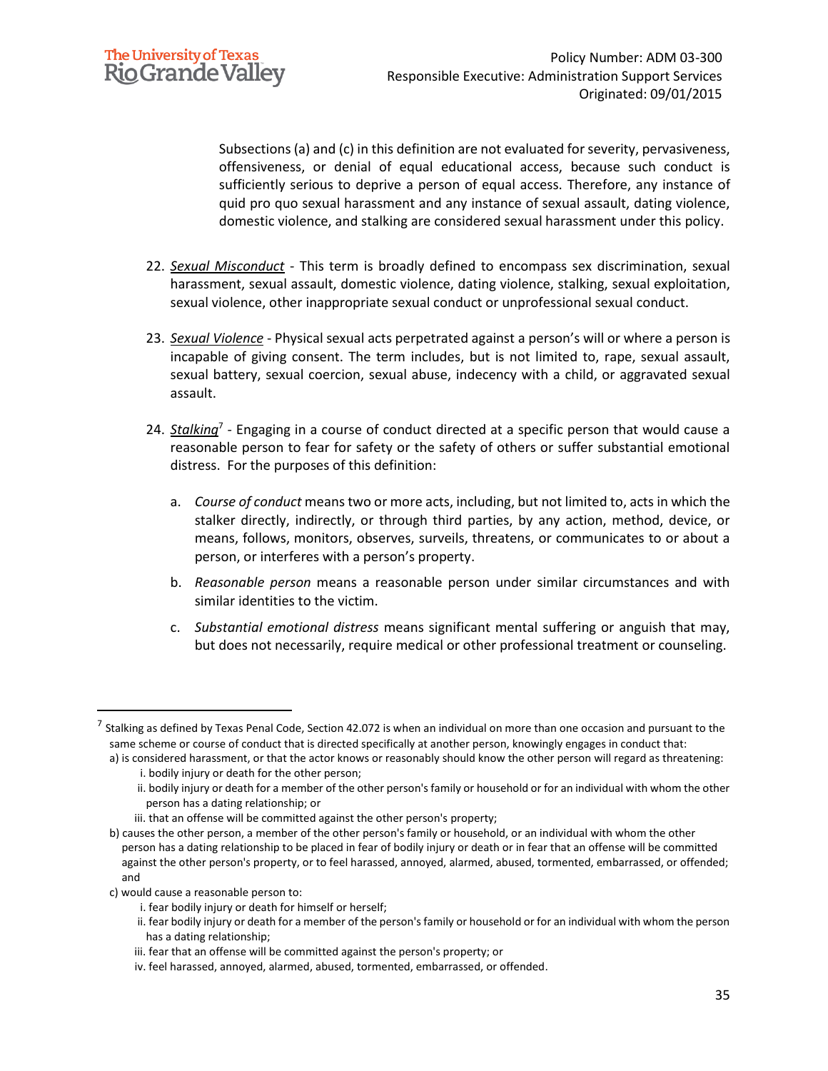Subsections (a) and (c) in this definition are not evaluated for severity, pervasiveness, offensiveness, or denial of equal educational access, because such conduct is sufficiently serious to deprive a person of equal access. Therefore, any instance of quid pro quo sexual harassment and any instance of sexual assault, dating violence, domestic violence, and stalking are considered sexual harassment under this policy.

22. *Sexual Misconduct* - This term is broadly defined to encompass sex discrimination, sexual harassment, sexual assault, domestic violence, dating violence, stalking, sexual exploitation, sexual violence, other inappropriate sexual conduct or unprofessional sexual conduct.

23. *Sexual Violence* - Physical sexual acts perpetrated against a person's will or where a person is incapable of giving consent. The term includes, but is not limited to, rape, sexual assault, sexual battery, sexual coercion, sexual abuse, indecency with a child, or aggravated sexual assault.

24. *Stalking*[7] - Engaging in a course of conduct directed at a specific person that would cause a reasonable person to fear for safety or the safety of others or suffer substantial emotional distress. For the purposes of this definition:

    a. *Course of conduct* means two or more acts, including, but not limited to, acts in which the stalker directly, indirectly, or through third parties, by any action, method, device, or means, follows, monitors, observes, surveils, threatens, or communicates to or about a person, or interferes with a person's property.

    b. *Reasonable person* means a reasonable person under similar circumstances and with similar identities to the victim.

    c. *Substantial emotional distress* means significant mental suffering or anguish that may, but does not necessarily, require medical or other professional treatment or counseling.

---

[7] Stalking as defined by Texas Penal Code, Section 42.072 is when an individual on more than one occasion and pursuant to the same scheme or course of conduct that is directed specifically at another person, knowingly engages in conduct that:

a) is considered harassment, or that the actor knows or reasonably should know the other person will regard as threatening:
   i. bodily injury or death for the other person;
   ii. bodily injury or death for a member of the other person's family or household or for an individual with whom the other person has a dating relationship; or
   iii. that an offense will be committed against the other person's property;

b) causes the other person, a member of the other person's family or household, or an individual with whom the other person has a dating relationship to be placed in fear of bodily injury or death or in fear that an offense will be committed against the other person's property, or to feel harassed, annoyed, alarmed, abused, tormented, embarrassed, or offended; and

c) would cause a reasonable person to:
   i. fear bodily injury or death for himself or herself;
   ii. fear bodily injury or death for a member of the person's family or household or for an individual with whom the person has a dating relationship;
   iii. fear that an offense will be committed against the person's property; or
   iv. feel harassed, annoyed, alarmed, abused, tormented, embarrassed, or offended.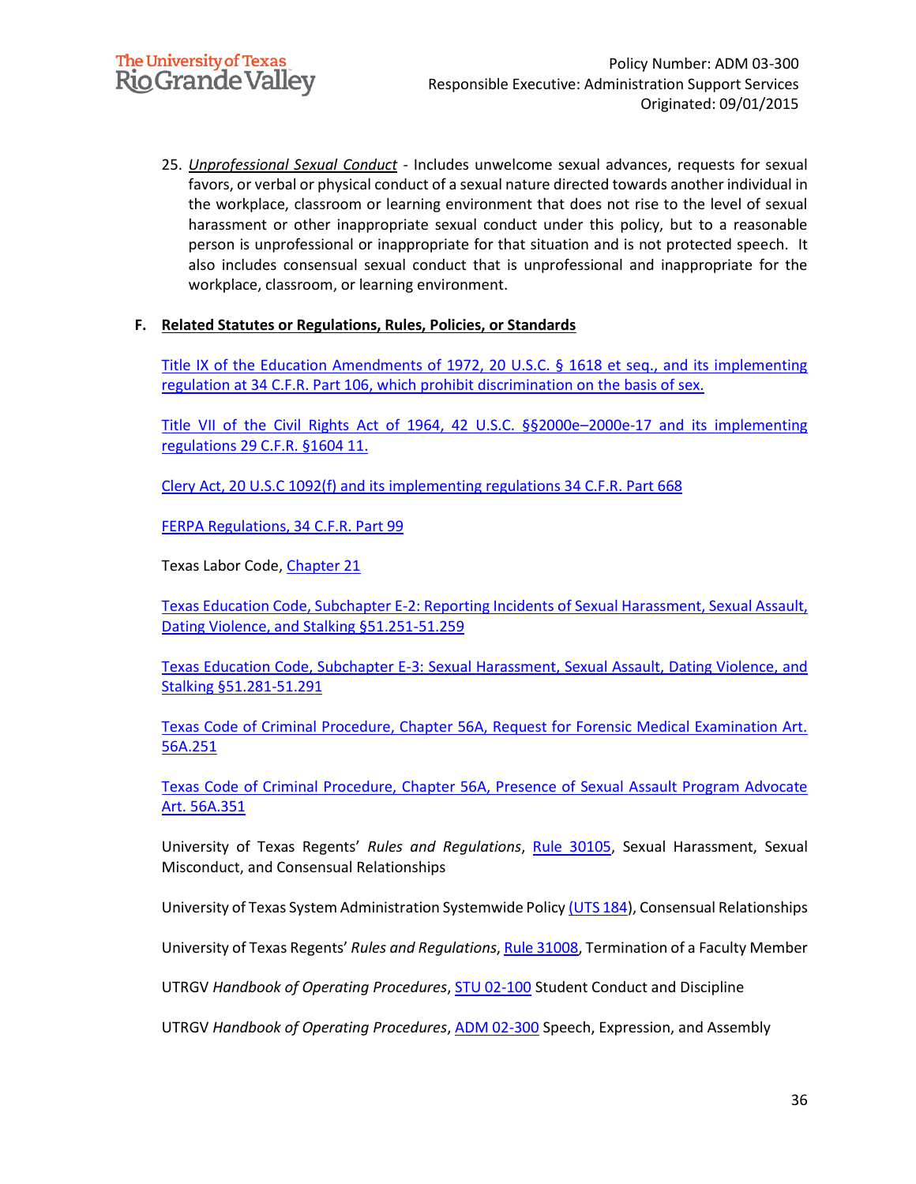25. *Unprofessional Sexual Conduct* - Includes unwelcome sexual advances, requests for sexual favors, or verbal or physical conduct of a sexual nature directed towards another individual in the workplace, classroom or learning environment that does not rise to the level of sexual harassment or other inappropriate sexual conduct under this policy, but to a reasonable person is unprofessional or inappropriate for that situation and is not protected speech. It also includes consensual sexual conduct that is unprofessional and inappropriate for the workplace, classroom, or learning environment.

**F. Related Statutes or Regulations, Rules, Policies, or Standards**

Title IX of the Education Amendments of 1972, 20 U.S.C. § 1618 et seq., and its implementing regulation at 34 C.F.R. Part 106, which prohibit discrimination on the basis of sex.

Title VII of the Civil Rights Act of 1964, 42 U.S.C. §§2000e–2000e-17 and its implementing regulations 29 C.F.R. §1604 11.

Clery Act, 20 U.S.C 1092(f) and its implementing regulations 34 C.F.R. Part 668

FERPA Regulations, 34 C.F.R. Part 99

Texas Labor Code, Chapter 21

Texas Education Code, Subchapter E-2: Reporting Incidents of Sexual Harassment, Sexual Assault, Dating Violence, and Stalking §51.251-51.259

Texas Education Code, Subchapter E-3: Sexual Harassment, Sexual Assault, Dating Violence, and Stalking §51.281-51.291

Texas Code of Criminal Procedure, Chapter 56A, Request for Forensic Medical Examination Art. 56A.251

Texas Code of Criminal Procedure, Chapter 56A, Presence of Sexual Assault Program Advocate Art. 56A.351

University of Texas Regents' *Rules and Regulations*, Rule 30105, Sexual Harassment, Sexual Misconduct, and Consensual Relationships

University of Texas System Administration Systemwide Policy (UTS 184), Consensual Relationships

University of Texas Regents' *Rules and Regulations*, Rule 31008, Termination of a Faculty Member

UTRGV *Handbook of Operating Procedures*, STU 02-100 Student Conduct and Discipline

UTRGV *Handbook of Operating Procedures*, ADM 02-300 Speech, Expression, and Assembly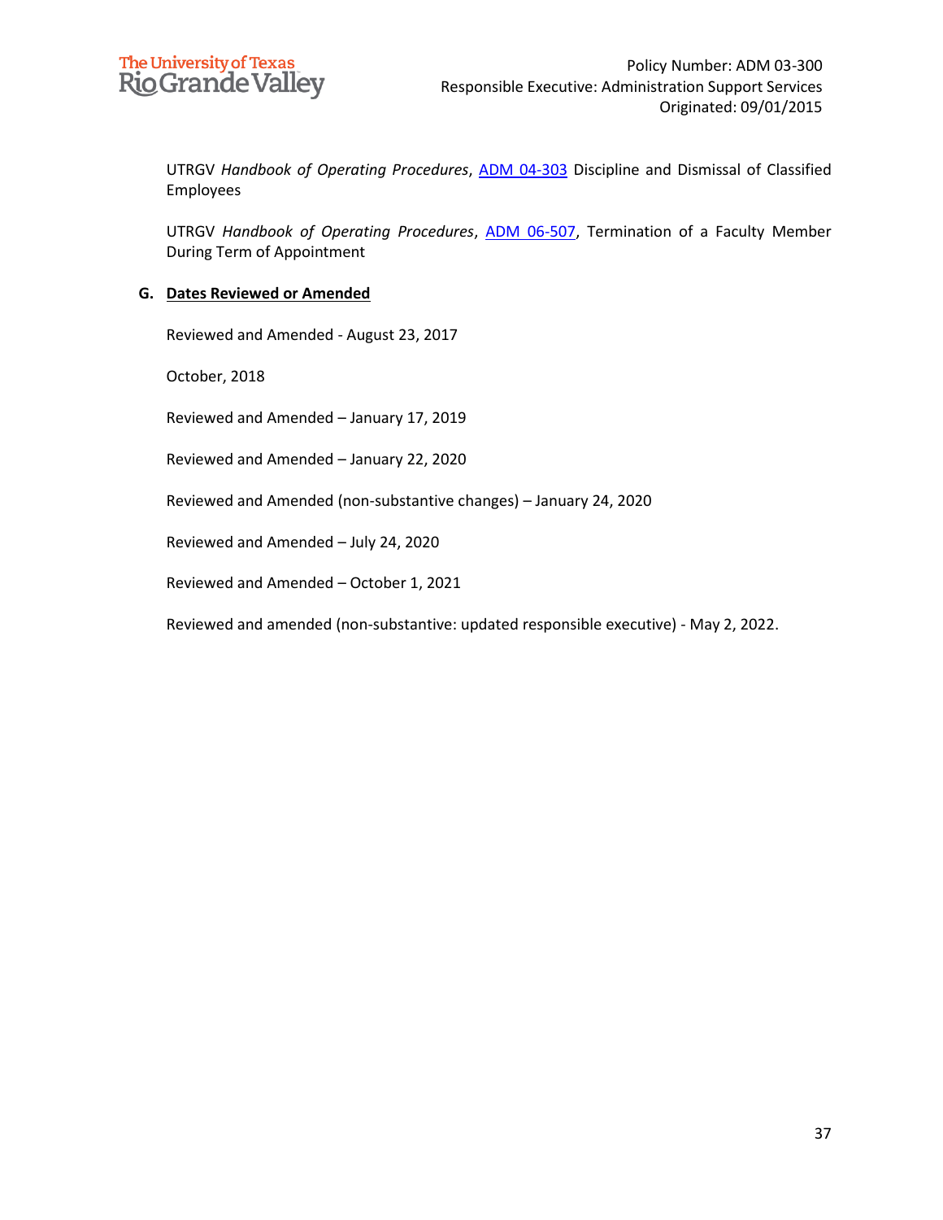UTRGV *Handbook of Operating Procedures*, [ADM 04-303](ADM 04-303) Discipline and Dismissal of Classified Employees

UTRGV *Handbook of Operating Procedures*, [ADM 06-507](ADM 06-507), Termination of a Faculty Member During Term of Appointment

**G. Dates Reviewed or Amended**

Reviewed and Amended - August 23, 2017

October, 2018

Reviewed and Amended – January 17, 2019

Reviewed and Amended – January 22, 2020

Reviewed and Amended (non-substantive changes) – January 24, 2020

Reviewed and Amended – July 24, 2020

Reviewed and Amended – October 1, 2021

Reviewed and amended (non-substantive: updated responsible executive) - May 2, 2022.